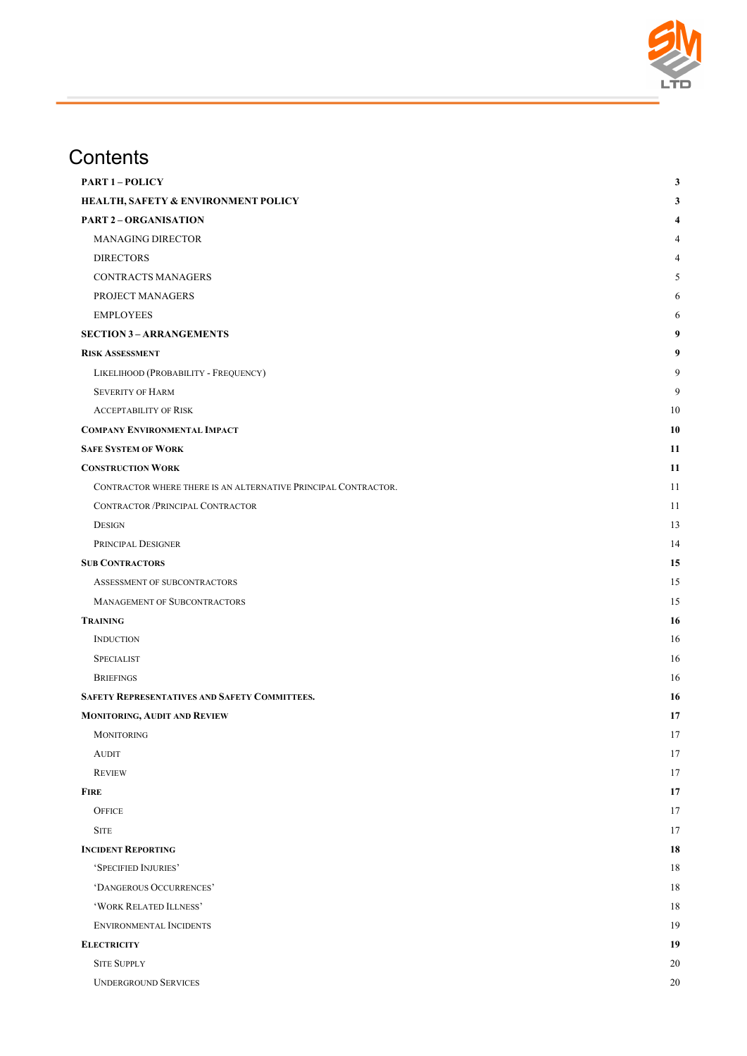# Contents

| | |
|---|---|
| **PART 1 – POLICY** | **3** |
| **HEALTH, SAFETY & ENVIRONMENT POLICY** | **3** |
| **PART 2 – ORGANISATION** | **4** |
| MANAGING DIRECTOR | 4 |
| DIRECTORS | 4 |
| CONTRACTS MANAGERS | 5 |
| PROJECT MANAGERS | 6 |
| EMPLOYEES | 6 |
| **SECTION 3 – ARRANGEMENTS** | **9** |
| **RISK ASSESSMENT** | **9** |
| LIKELIHOOD (PROBABILITY - FREQUENCY) | 9 |
| SEVERITY OF HARM | 9 |
| ACCEPTABILITY OF RISK | 10 |
| **COMPANY ENVIRONMENTAL IMPACT** | **10** |
| **SAFE SYSTEM OF WORK** | **11** |
| **CONSTRUCTION WORK** | **11** |
| CONTRACTOR WHERE THERE IS AN ALTERNATIVE PRINCIPAL CONTRACTOR. | 11 |
| CONTRACTOR /PRINCIPAL CONTRACTOR | 11 |
| DESIGN | 13 |
| PRINCIPAL DESIGNER | 14 |
| **SUB CONTRACTORS** | **15** |
| ASSESSMENT OF SUBCONTRACTORS | 15 |
| MANAGEMENT OF SUBCONTRACTORS | 15 |
| **TRAINING** | **16** |
| INDUCTION | 16 |
| SPECIALIST | 16 |
| BRIEFINGS | 16 |
| **SAFETY REPRESENTATIVES AND SAFETY COMMITTEES.** | **16** |
| **MONITORING, AUDIT AND REVIEW** | **17** |
| MONITORING | 17 |
| AUDIT | 17 |
| REVIEW | 17 |
| **FIRE** | **17** |
| OFFICE | 17 |
| SITE | 17 |
| **INCIDENT REPORTING** | **18** |
| 'SPECIFIED INJURIES' | 18 |
| 'DANGEROUS OCCURRENCES' | 18 |
| 'WORK RELATED ILLNESS' | 18 |
| ENVIRONMENTAL INCIDENTS | 19 |
| **ELECTRICITY** | **19** |
| SITE SUPPLY | 20 |
| UNDERGROUND SERVICES | 20 |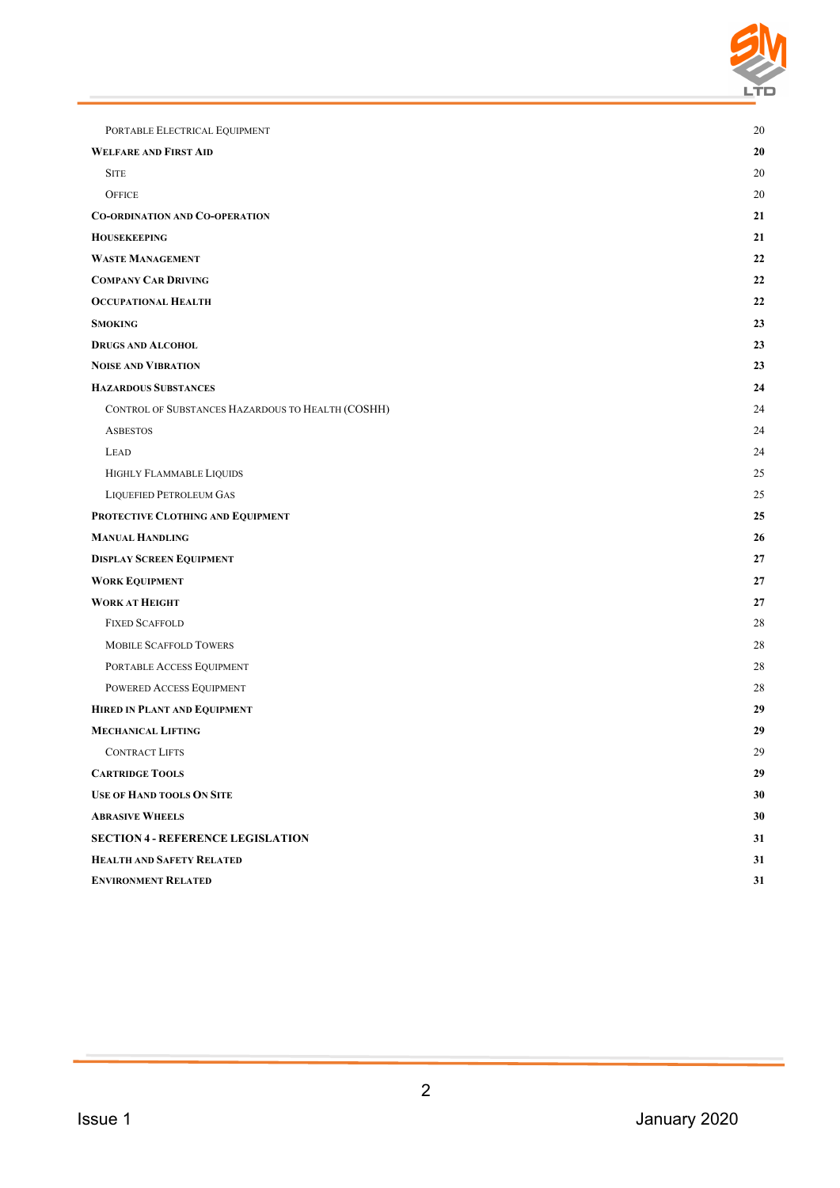| | |
|---|---|
| Portable Electrical Equipment | 20 |
| **Welfare and First Aid** | **20** |
| Site | 20 |
| Office | 20 |
| **Co-ordination and Co-operation** | **21** |
| **Housekeeping** | **21** |
| **Waste Management** | **22** |
| **Company Car Driving** | **22** |
| **Occupational Health** | **22** |
| **Smoking** | **23** |
| **Drugs and Alcohol** | **23** |
| **Noise and Vibration** | **23** |
| **Hazardous Substances** | **24** |
| Control of Substances Hazardous to Health (COSHH) | 24 |
| Asbestos | 24 |
| Lead | 24 |
| Highly Flammable Liquids | 25 |
| Liquefied Petroleum Gas | 25 |
| **Protective Clothing and Equipment** | **25** |
| **Manual Handling** | **26** |
| **Display Screen Equipment** | **27** |
| **Work Equipment** | **27** |
| **Work at Height** | **27** |
| Fixed Scaffold | 28 |
| Mobile Scaffold Towers | 28 |
| Portable Access Equipment | 28 |
| Powered Access Equipment | 28 |
| **Hired in Plant and Equipment** | **29** |
| **Mechanical Lifting** | **29** |
| Contract Lifts | 29 |
| **Cartridge Tools** | **29** |
| **Use of Hand Tools on Site** | **30** |
| **Abrasive Wheels** | **30** |
| **SECTION 4 - REFERENCE LEGISLATION** | **31** |
| **Health and Safety Related** | **31** |
| **Environment Related** | **31** |

Issue 1 January 2020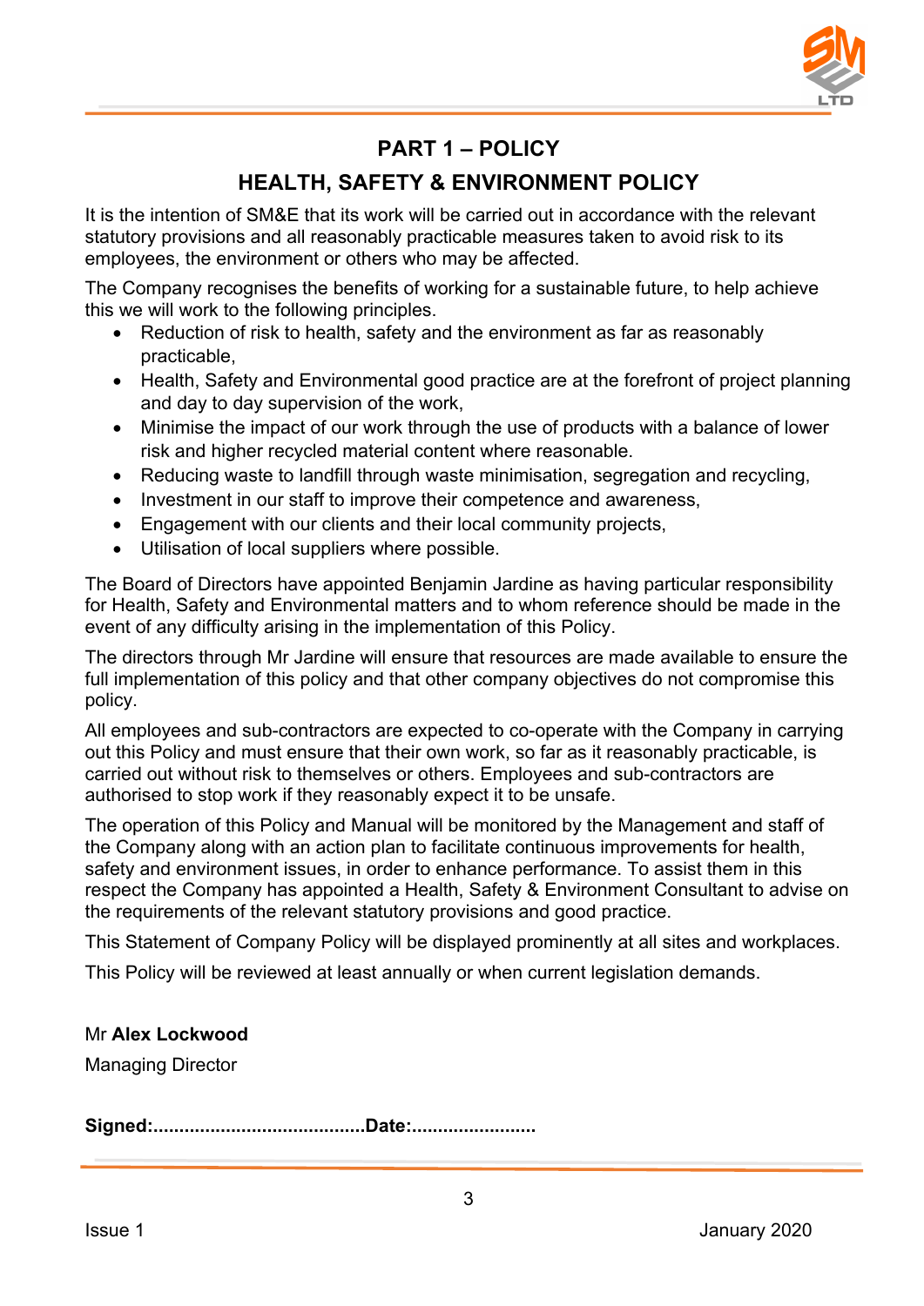# PART 1 – POLICY

## HEALTH, SAFETY & ENVIRONMENT POLICY

It is the intention of SM&E that its work will be carried out in accordance with the relevant statutory provisions and all reasonably practicable measures taken to avoid risk to its employees, the environment or others who may be affected.

The Company recognises the benefits of working for a sustainable future, to help achieve this we will work to the following principles.

- Reduction of risk to health, safety and the environment as far as reasonably practicable,
- Health, Safety and Environmental good practice are at the forefront of project planning and day to day supervision of the work,
- Minimise the impact of our work through the use of products with a balance of lower risk and higher recycled material content where reasonable.
- Reducing waste to landfill through waste minimisation, segregation and recycling,
- Investment in our staff to improve their competence and awareness,
- Engagement with our clients and their local community projects,
- Utilisation of local suppliers where possible.

The Board of Directors have appointed Benjamin Jardine as having particular responsibility for Health, Safety and Environmental matters and to whom reference should be made in the event of any difficulty arising in the implementation of this Policy.

The directors through Mr Jardine will ensure that resources are made available to ensure the full implementation of this policy and that other company objectives do not compromise this policy.

All employees and sub-contractors are expected to co-operate with the Company in carrying out this Policy and must ensure that their own work, so far as it reasonably practicable, is carried out without risk to themselves or others. Employees and sub-contractors are authorised to stop work if they reasonably expect it to be unsafe.

The operation of this Policy and Manual will be monitored by the Management and staff of the Company along with an action plan to facilitate continuous improvements for health, safety and environment issues, in order to enhance performance. To assist them in this respect the Company has appointed a Health, Safety & Environment Consultant to advise on the requirements of the relevant statutory provisions and good practice.

This Statement of Company Policy will be displayed prominently at all sites and workplaces.

This Policy will be reviewed at least annually or when current legislation demands.

Mr **Alex Lockwood**

Managing Director

**Signed:.........................................Date:........................**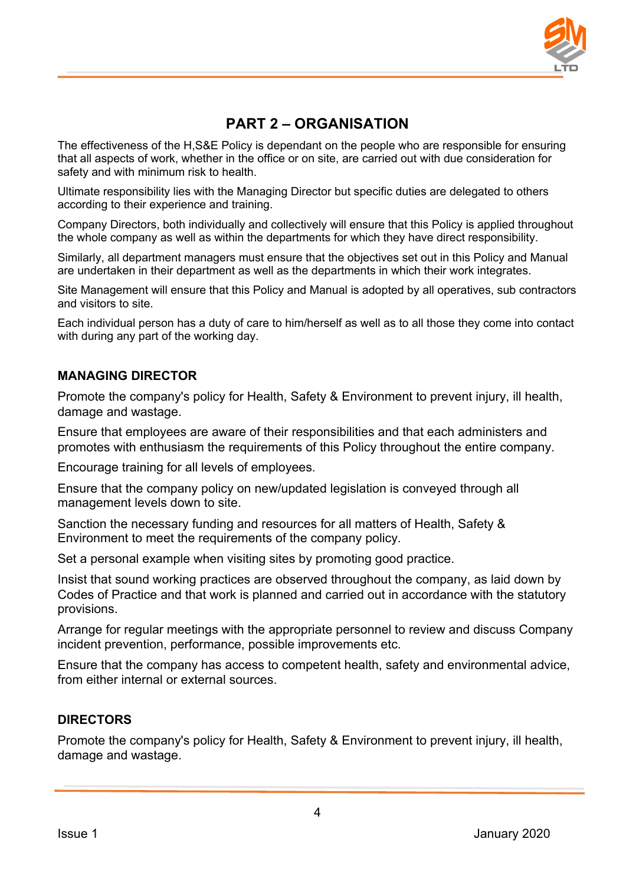# PART 2 – ORGANISATION

The effectiveness of the H,S&E Policy is dependant on the people who are responsible for ensuring that all aspects of work, whether in the office or on site, are carried out with due consideration for safety and with minimum risk to health.

Ultimate responsibility lies with the Managing Director but specific duties are delegated to others according to their experience and training.

Company Directors, both individually and collectively will ensure that this Policy is applied throughout the whole company as well as within the departments for which they have direct responsibility.

Similarly, all department managers must ensure that the objectives set out in this Policy and Manual are undertaken in their department as well as the departments in which their work integrates.

Site Management will ensure that this Policy and Manual is adopted by all operatives, sub contractors and visitors to site.

Each individual person has a duty of care to him/herself as well as to all those they come into contact with during any part of the working day.

## MANAGING DIRECTOR

Promote the company's policy for Health, Safety & Environment to prevent injury, ill health, damage and wastage.

Ensure that employees are aware of their responsibilities and that each administers and promotes with enthusiasm the requirements of this Policy throughout the entire company.

Encourage training for all levels of employees.

Ensure that the company policy on new/updated legislation is conveyed through all management levels down to site.

Sanction the necessary funding and resources for all matters of Health, Safety & Environment to meet the requirements of the company policy.

Set a personal example when visiting sites by promoting good practice.

Insist that sound working practices are observed throughout the company, as laid down by Codes of Practice and that work is planned and carried out in accordance with the statutory provisions.

Arrange for regular meetings with the appropriate personnel to review and discuss Company incident prevention, performance, possible improvements etc.

Ensure that the company has access to competent health, safety and environmental advice, from either internal or external sources.

## DIRECTORS

Promote the company's policy for Health, Safety & Environment to prevent injury, ill health, damage and wastage.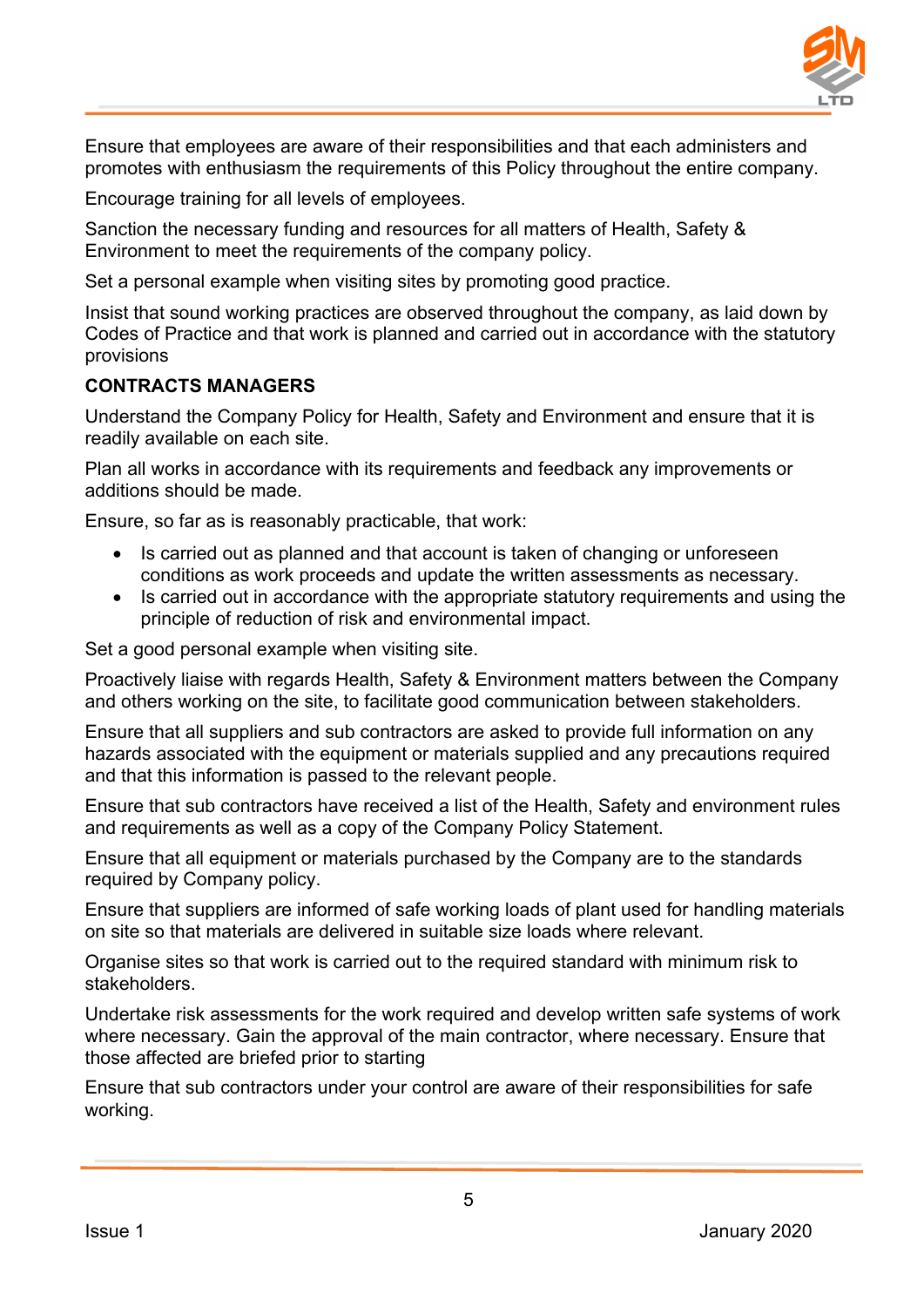Ensure that employees are aware of their responsibilities and that each administers and promotes with enthusiasm the requirements of this Policy throughout the entire company.

Encourage training for all levels of employees.

Sanction the necessary funding and resources for all matters of Health, Safety & Environment to meet the requirements of the company policy.

Set a personal example when visiting sites by promoting good practice.

Insist that sound working practices are observed throughout the company, as laid down by Codes of Practice and that work is planned and carried out in accordance with the statutory provisions

**CONTRACTS MANAGERS**

Understand the Company Policy for Health, Safety and Environment and ensure that it is readily available on each site.

Plan all works in accordance with its requirements and feedback any improvements or additions should be made.

Ensure, so far as is reasonably practicable, that work:

- Is carried out as planned and that account is taken of changing or unforeseen conditions as work proceeds and update the written assessments as necessary.
- Is carried out in accordance with the appropriate statutory requirements and using the principle of reduction of risk and environmental impact.

Set a good personal example when visiting site.

Proactively liaise with regards Health, Safety & Environment matters between the Company and others working on the site, to facilitate good communication between stakeholders.

Ensure that all suppliers and sub contractors are asked to provide full information on any hazards associated with the equipment or materials supplied and any precautions required and that this information is passed to the relevant people.

Ensure that sub contractors have received a list of the Health, Safety and environment rules and requirements as well as a copy of the Company Policy Statement.

Ensure that all equipment or materials purchased by the Company are to the standards required by Company policy.

Ensure that suppliers are informed of safe working loads of plant used for handling materials on site so that materials are delivered in suitable size loads where relevant.

Organise sites so that work is carried out to the required standard with minimum risk to stakeholders.

Undertake risk assessments for the work required and develop written safe systems of work where necessary. Gain the approval of the main contractor, where necessary. Ensure that those affected are briefed prior to starting

Ensure that sub contractors under your control are aware of their responsibilities for safe working.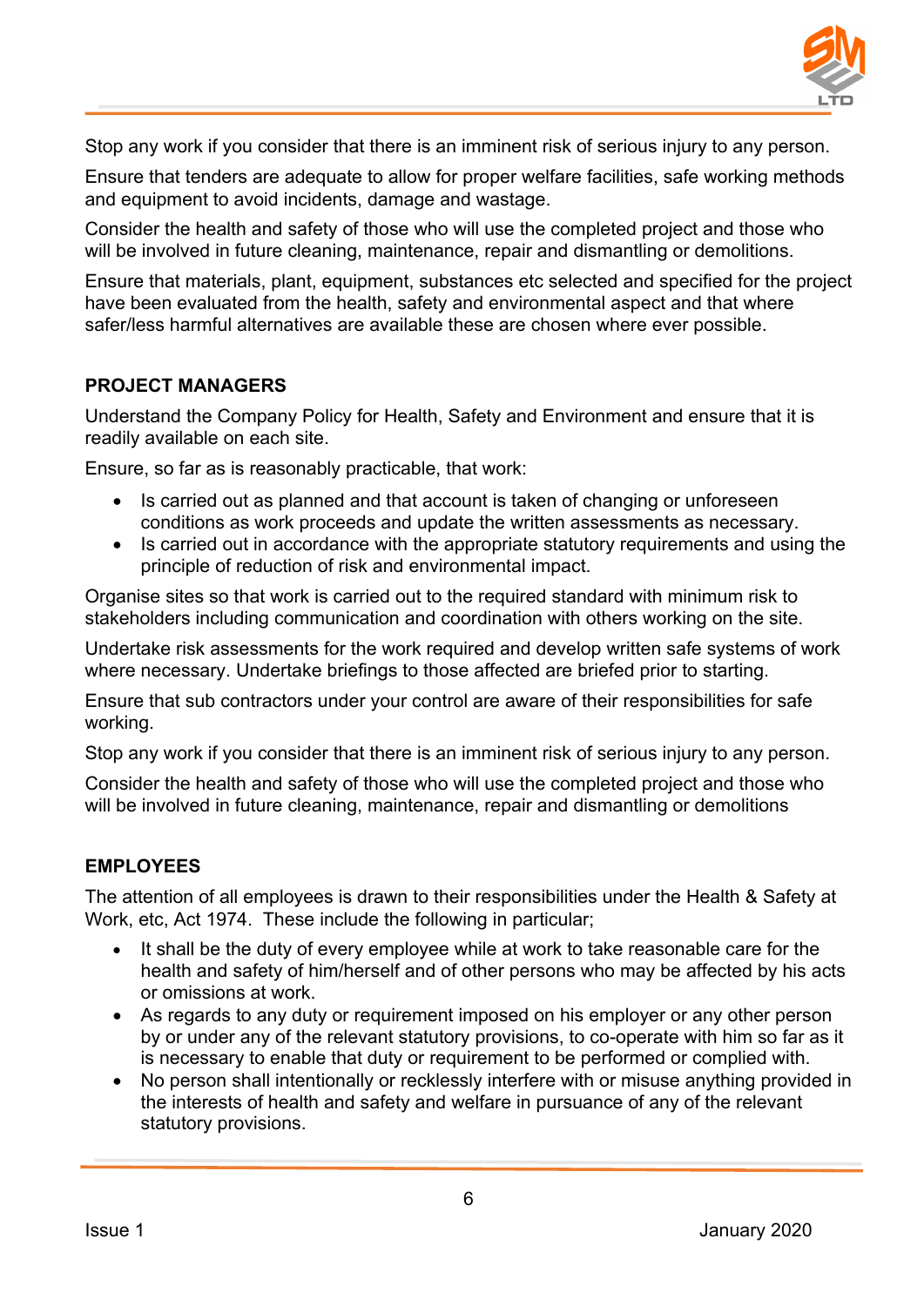Stop any work if you consider that there is an imminent risk of serious injury to any person.

Ensure that tenders are adequate to allow for proper welfare facilities, safe working methods and equipment to avoid incidents, damage and wastage.

Consider the health and safety of those who will use the completed project and those who will be involved in future cleaning, maintenance, repair and dismantling or demolitions.

Ensure that materials, plant, equipment, substances etc selected and specified for the project have been evaluated from the health, safety and environmental aspect and that where safer/less harmful alternatives are available these are chosen where ever possible.

**PROJECT MANAGERS**

Understand the Company Policy for Health, Safety and Environment and ensure that it is readily available on each site.

Ensure, so far as is reasonably practicable, that work:

- Is carried out as planned and that account is taken of changing or unforeseen conditions as work proceeds and update the written assessments as necessary.
- Is carried out in accordance with the appropriate statutory requirements and using the principle of reduction of risk and environmental impact.

Organise sites so that work is carried out to the required standard with minimum risk to stakeholders including communication and coordination with others working on the site.

Undertake risk assessments for the work required and develop written safe systems of work where necessary. Undertake briefings to those affected are briefed prior to starting.

Ensure that sub contractors under your control are aware of their responsibilities for safe working.

Stop any work if you consider that there is an imminent risk of serious injury to any person.

Consider the health and safety of those who will use the completed project and those who will be involved in future cleaning, maintenance, repair and dismantling or demolitions

**EMPLOYEES**

The attention of all employees is drawn to their responsibilities under the Health & Safety at Work, etc, Act 1974. These include the following in particular;

- It shall be the duty of every employee while at work to take reasonable care for the health and safety of him/herself and of other persons who may be affected by his acts or omissions at work.
- As regards to any duty or requirement imposed on his employer or any other person by or under any of the relevant statutory provisions, to co-operate with him so far as it is necessary to enable that duty or requirement to be performed or complied with.
- No person shall intentionally or recklessly interfere with or misuse anything provided in the interests of health and safety and welfare in pursuance of any of the relevant statutory provisions.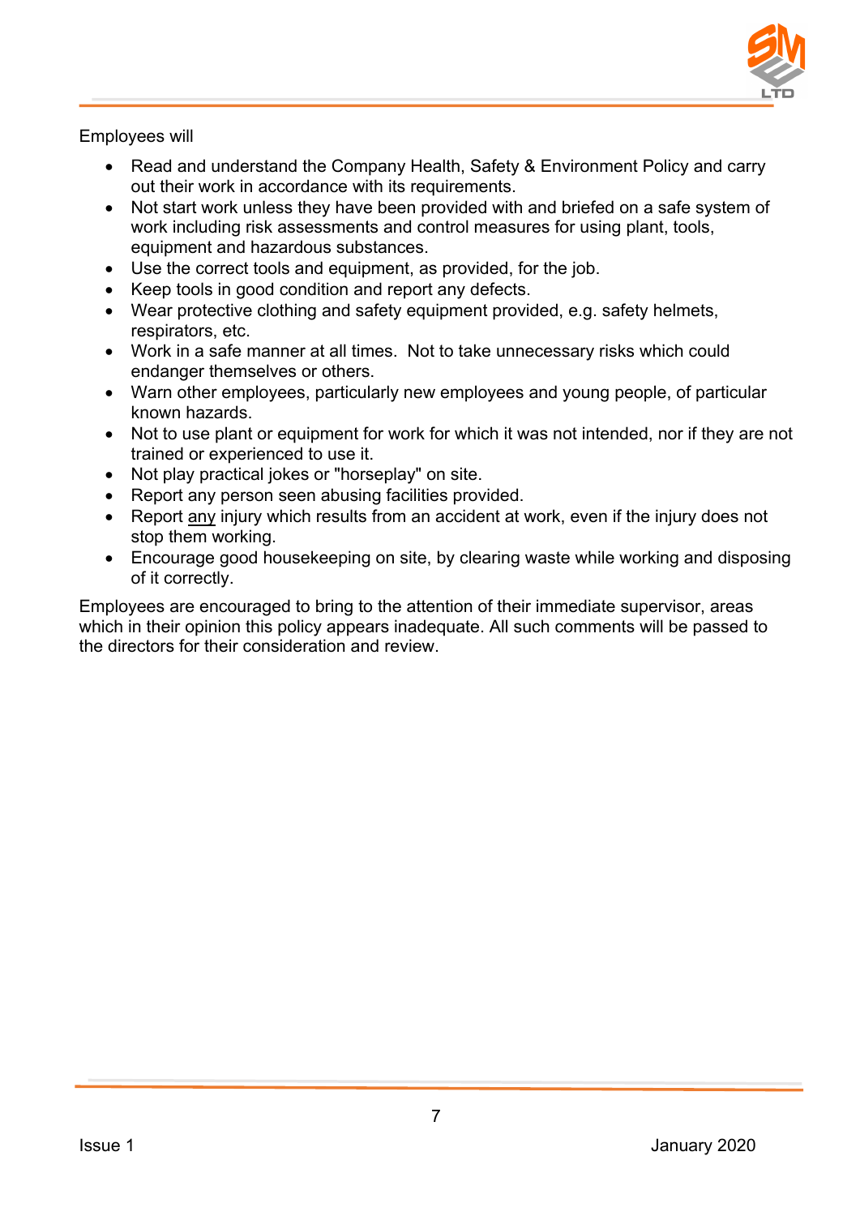Employees will

- Read and understand the Company Health, Safety & Environment Policy and carry out their work in accordance with its requirements.
- Not start work unless they have been provided with and briefed on a safe system of work including risk assessments and control measures for using plant, tools, equipment and hazardous substances.
- Use the correct tools and equipment, as provided, for the job.
- Keep tools in good condition and report any defects.
- Wear protective clothing and safety equipment provided, e.g. safety helmets, respirators, etc.
- Work in a safe manner at all times. Not to take unnecessary risks which could endanger themselves or others.
- Warn other employees, particularly new employees and young people, of particular known hazards.
- Not to use plant or equipment for work for which it was not intended, nor if they are not trained or experienced to use it.
- Not play practical jokes or "horseplay" on site.
- Report any person seen abusing facilities provided.
- Report <u>any</u> injury which results from an accident at work, even if the injury does not stop them working.
- Encourage good housekeeping on site, by clearing waste while working and disposing of it correctly.

Employees are encouraged to bring to the attention of their immediate supervisor, areas which in their opinion this policy appears inadequate. All such comments will be passed to the directors for their consideration and review.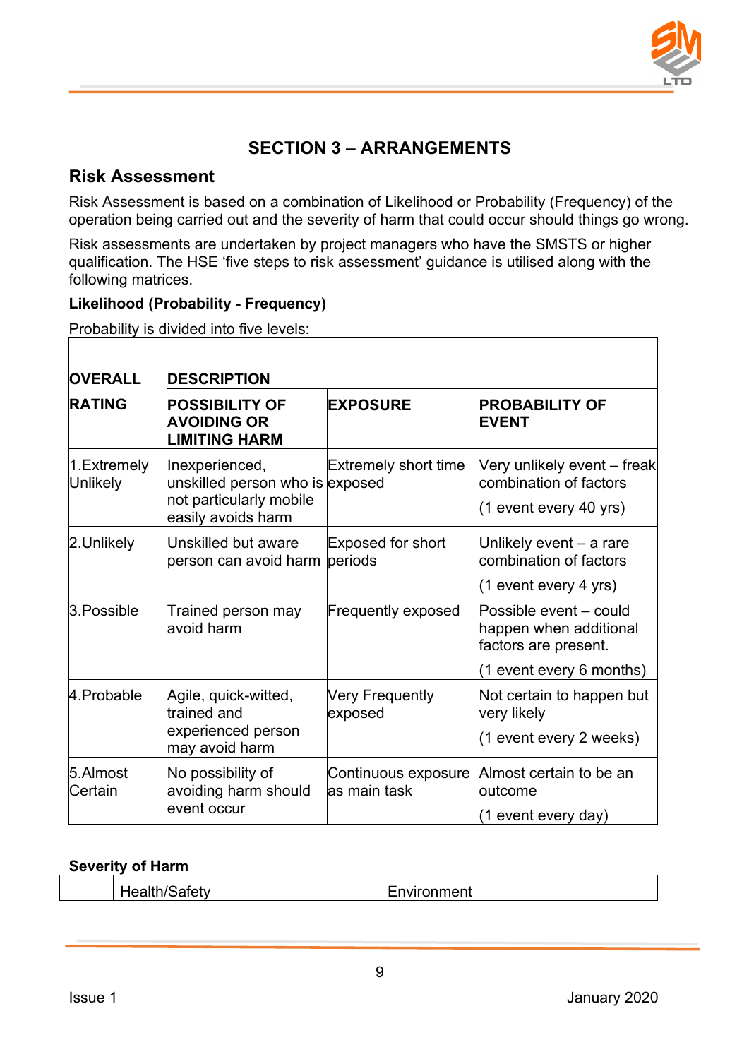## SECTION 3 – ARRANGEMENTS

### Risk Assessment

Risk Assessment is based on a combination of Likelihood or Probability (Frequency) of the operation being carried out and the severity of harm that could occur should things go wrong.

Risk assessments are undertaken by project managers who have the SMSTS or higher qualification. The HSE 'five steps to risk assessment' guidance is utilised along with the following matrices.

**Likelihood (Probability - Frequency)**

Probability is divided into five levels:

| OVERALL RATING | DESCRIPTION | | |
|---|---|---|---|
| | POSSIBILITY OF AVOIDING OR LIMITING HARM | EXPOSURE | PROBABILITY OF EVENT |
| 1.Extremely Unlikely | Inexperienced, unskilled person who is not particularly mobile easily avoids harm | Extremely short time exposed | Very unlikely event – freak combination of factors (1 event every 40 yrs) |
| 2.Unlikely | Unskilled but aware person can avoid harm | Exposed for short periods | Unlikely event – a rare combination of factors (1 event every 4 yrs) |
| 3.Possible | Trained person may avoid harm | Frequently exposed | Possible event – could happen when additional factors are present. (1 event every 6 months) |
| 4.Probable | Agile, quick-witted, trained and experienced person may avoid harm | Very Frequently exposed | Not certain to happen but very likely (1 event every 2 weeks) |
| 5.Almost Certain | No possibility of avoiding harm should event occur | Continuous exposure as main task | Almost certain to be an outcome (1 event every day) |

**Severity of Harm**

| | Health/Safety | Environment |
|---|---|---|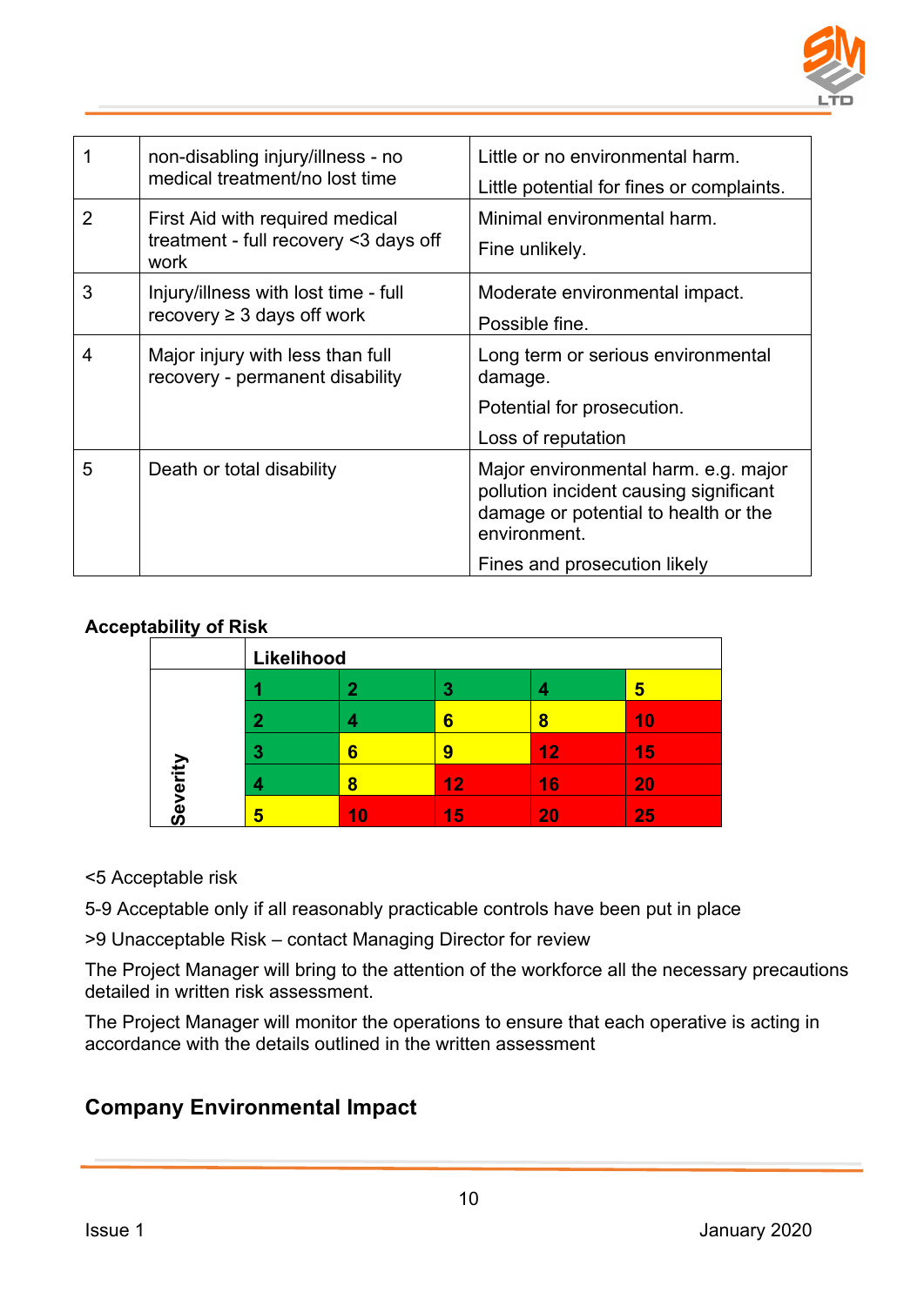| | | |
|---|---|---|
| 1 | non-disabling injury/illness - no medical treatment/no lost time | Little or no environmental harm.<br>Little potential for fines or complaints. |
| 2 | First Aid with required medical treatment - full recovery <3 days off work | Minimal environmental harm.<br>Fine unlikely. |
| 3 | Injury/illness with lost time - full recovery ≥ 3 days off work | Moderate environmental impact.<br>Possible fine. |
| 4 | Major injury with less than full recovery - permanent disability | Long term or serious environmental damage.<br>Potential for prosecution.<br>Loss of reputation |
| 5 | Death or total disability | Major environmental harm. e.g. major pollution incident causing significant damage or potential to health or the environment.<br>Fines and prosecution likely |

**Acceptability of Risk**

| | **Likelihood** | | | | |
|---|---|---|---|---|---|
| **Severity** | **1** | **2** | **3** | **4** | **5** |
| | **2** | **4** | **6** | **8** | **10** |
| | **3** | **6** | **9** | **12** | **15** |
| | **4** | **8** | **12** | **16** | **20** |
| | **5** | **10** | **15** | **20** | **25** |

<5 Acceptable risk

5-9 Acceptable only if all reasonably practicable controls have been put in place

>9 Unacceptable Risk – contact Managing Director for review

The Project Manager will bring to the attention of the workforce all the necessary precautions detailed in written risk assessment.

The Project Manager will monitor the operations to ensure that each operative is acting in accordance with the details outlined in the written assessment

## Company Environmental Impact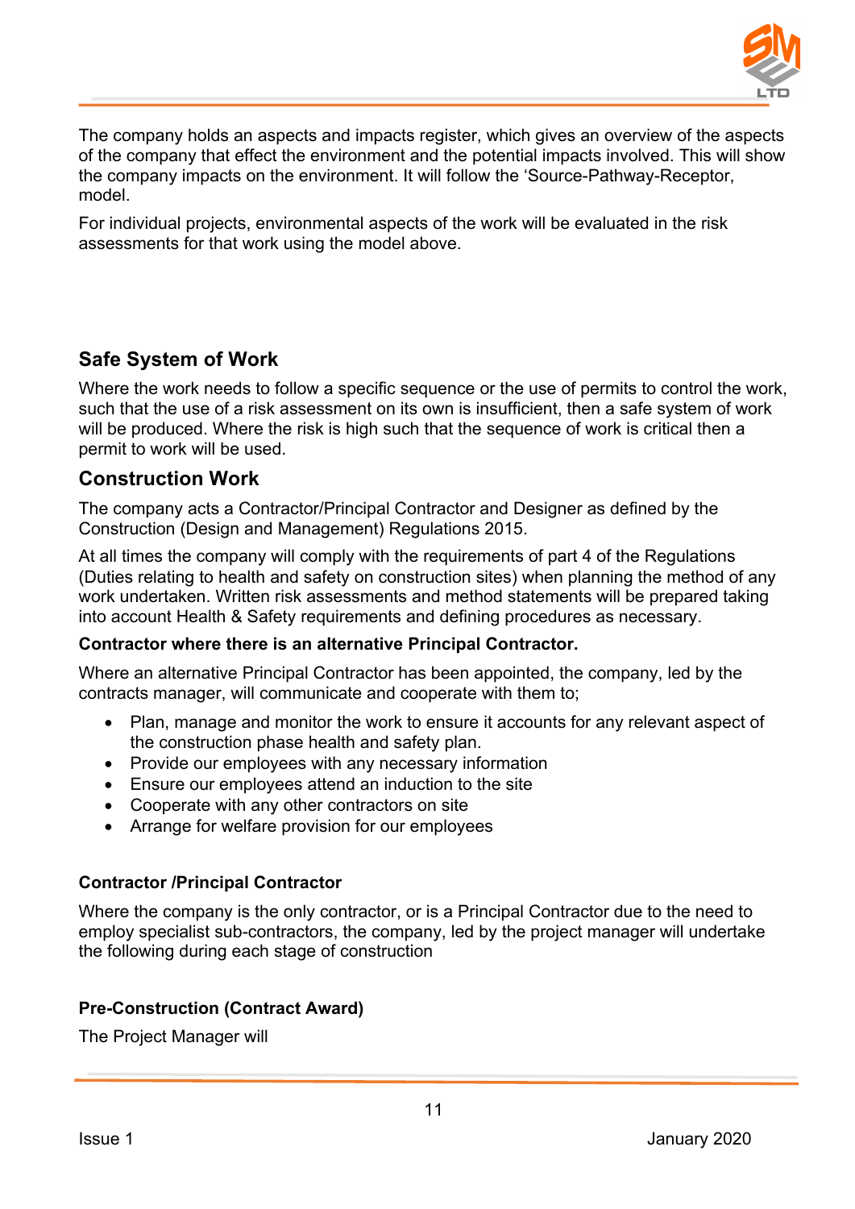The company holds an aspects and impacts register, which gives an overview of the aspects of the company that effect the environment and the potential impacts involved. This will show the company impacts on the environment. It will follow the 'Source-Pathway-Receptor, model.

For individual projects, environmental aspects of the work will be evaluated in the risk assessments for that work using the model above.

## Safe System of Work

Where the work needs to follow a specific sequence or the use of permits to control the work, such that the use of a risk assessment on its own is insufficient, then a safe system of work will be produced. Where the risk is high such that the sequence of work is critical then a permit to work will be used.

## Construction Work

The company acts a Contractor/Principal Contractor and Designer as defined by the Construction (Design and Management) Regulations 2015.

At all times the company will comply with the requirements of part 4 of the Regulations (Duties relating to health and safety on construction sites) when planning the method of any work undertaken. Written risk assessments and method statements will be prepared taking into account Health & Safety requirements and defining procedures as necessary.

**Contractor where there is an alternative Principal Contractor.**

Where an alternative Principal Contractor has been appointed, the company, led by the contracts manager, will communicate and cooperate with them to;

- Plan, manage and monitor the work to ensure it accounts for any relevant aspect of the construction phase health and safety plan.
- Provide our employees with any necessary information
- Ensure our employees attend an induction to the site
- Cooperate with any other contractors on site
- Arrange for welfare provision for our employees

**Contractor /Principal Contractor**

Where the company is the only contractor, or is a Principal Contractor due to the need to employ specialist sub-contractors, the company, led by the project manager will undertake the following during each stage of construction

**Pre-Construction (Contract Award)**

The Project Manager will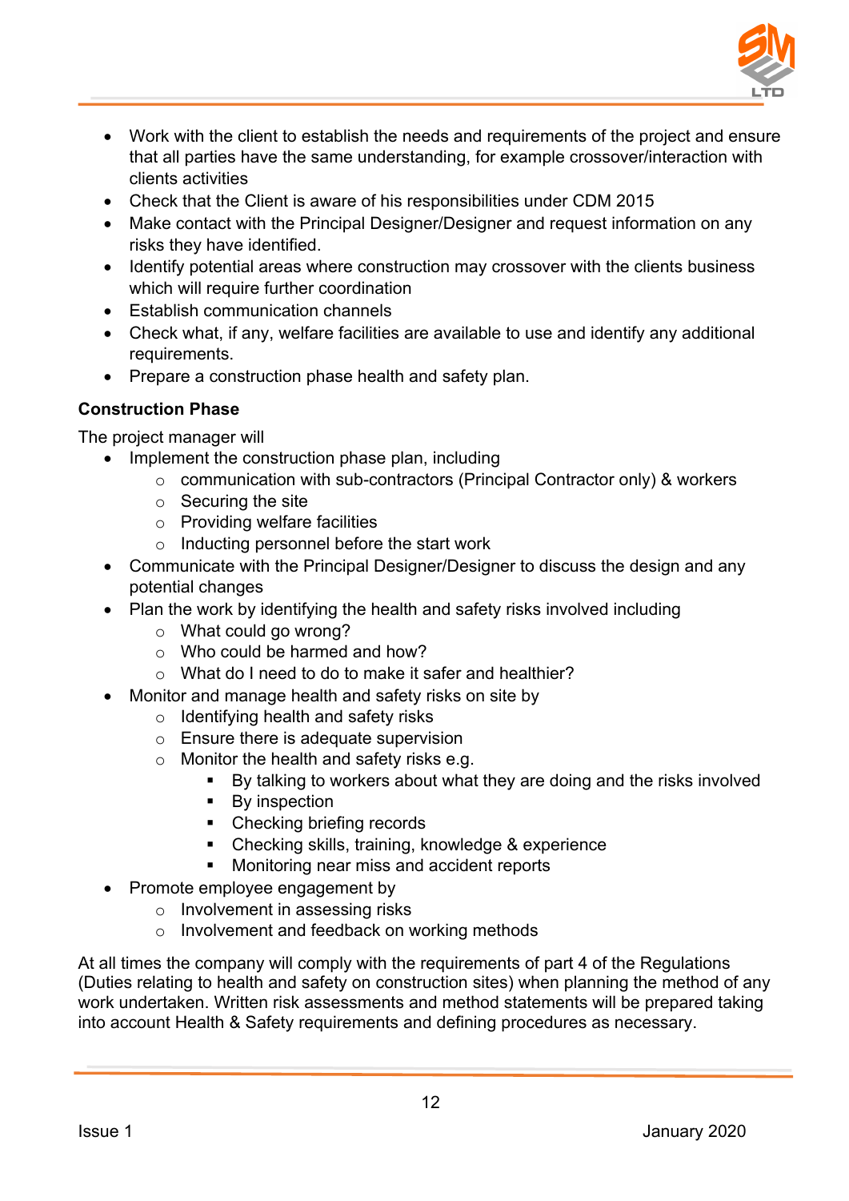- Work with the client to establish the needs and requirements of the project and ensure that all parties have the same understanding, for example crossover/interaction with clients activities
- Check that the Client is aware of his responsibilities under CDM 2015
- Make contact with the Principal Designer/Designer and request information on any risks they have identified.
- Identify potential areas where construction may crossover with the clients business which will require further coordination
- Establish communication channels
- Check what, if any, welfare facilities are available to use and identify any additional requirements.
- Prepare a construction phase health and safety plan.

**Construction Phase**

The project manager will

- Implement the construction phase plan, including
    - communication with sub-contractors (Principal Contractor only) & workers
    - Securing the site
    - Providing welfare facilities
    - Inducting personnel before the start work
- Communicate with the Principal Designer/Designer to discuss the design and any potential changes
- Plan the work by identifying the health and safety risks involved including
    - What could go wrong?
    - Who could be harmed and how?
    - What do I need to do to make it safer and healthier?
- Monitor and manage health and safety risks on site by
    - Identifying health and safety risks
    - Ensure there is adequate supervision
    - Monitor the health and safety risks e.g.
        - By talking to workers about what they are doing and the risks involved
        - By inspection
        - Checking briefing records
        - Checking skills, training, knowledge & experience
        - Monitoring near miss and accident reports
- Promote employee engagement by
    - Involvement in assessing risks
    - Involvement and feedback on working methods

At all times the company will comply with the requirements of part 4 of the Regulations (Duties relating to health and safety on construction sites) when planning the method of any work undertaken. Written risk assessments and method statements will be prepared taking into account Health & Safety requirements and defining procedures as necessary.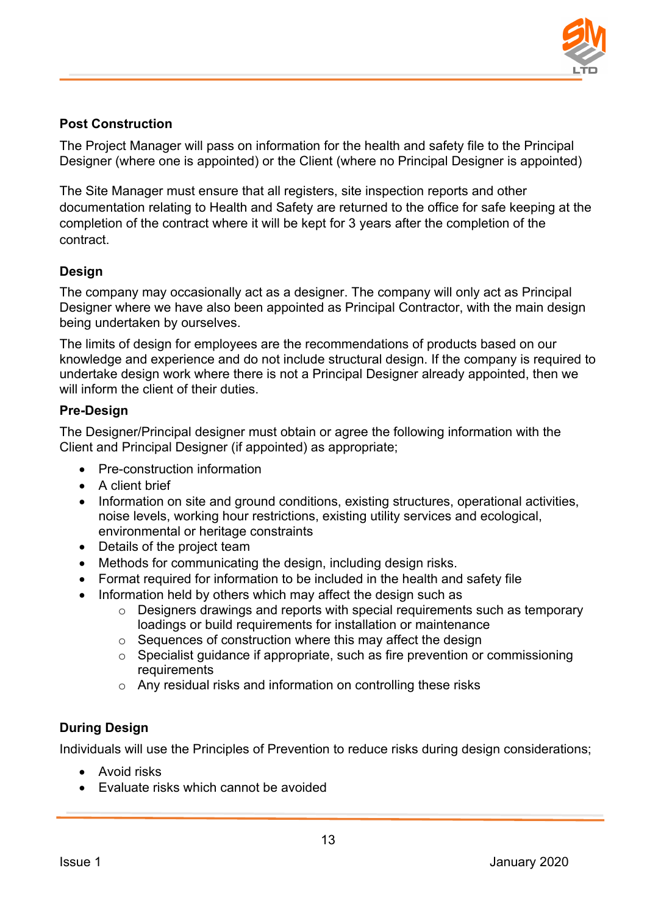### Post Construction

The Project Manager will pass on information for the health and safety file to the Principal Designer (where one is appointed) or the Client (where no Principal Designer is appointed)

The Site Manager must ensure that all registers, site inspection reports and other documentation relating to Health and Safety are returned to the office for safe keeping at the completion of the contract where it will be kept for 3 years after the completion of the contract.

### Design

The company may occasionally act as a designer. The company will only act as Principal Designer where we have also been appointed as Principal Contractor, with the main design being undertaken by ourselves.

The limits of design for employees are the recommendations of products based on our knowledge and experience and do not include structural design. If the company is required to undertake design work where there is not a Principal Designer already appointed, then we will inform the client of their duties.

### Pre-Design

The Designer/Principal designer must obtain or agree the following information with the Client and Principal Designer (if appointed) as appropriate;

- Pre-construction information
- A client brief
- Information on site and ground conditions, existing structures, operational activities, noise levels, working hour restrictions, existing utility services and ecological, environmental or heritage constraints
- Details of the project team
- Methods for communicating the design, including design risks.
- Format required for information to be included in the health and safety file
- Information held by others which may affect the design such as
    - Designers drawings and reports with special requirements such as temporary loadings or build requirements for installation or maintenance
    - Sequences of construction where this may affect the design
    - Specialist guidance if appropriate, such as fire prevention or commissioning requirements
    - Any residual risks and information on controlling these risks

### During Design

Individuals will use the Principles of Prevention to reduce risks during design considerations;

- Avoid risks
- Evaluate risks which cannot be avoided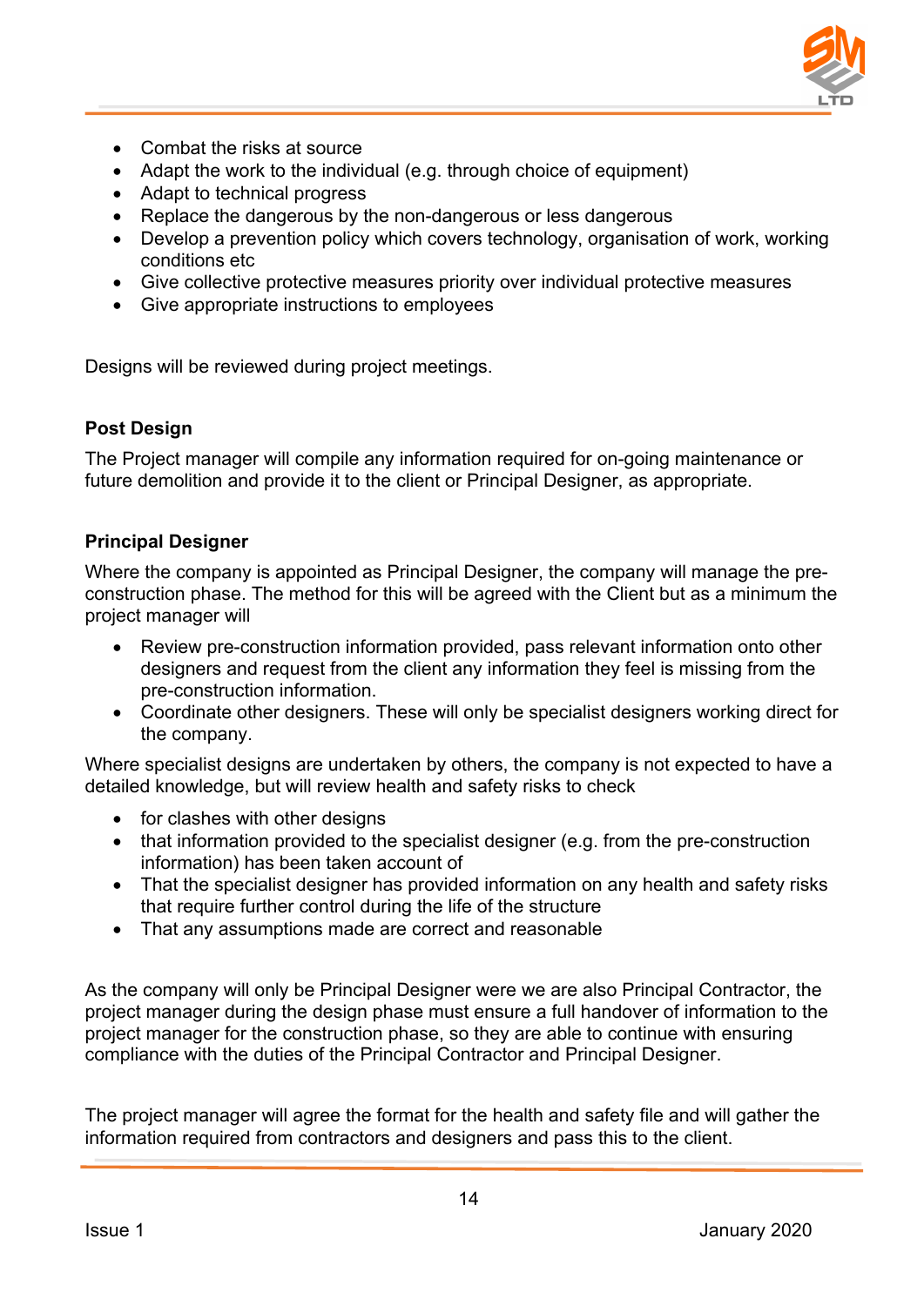- Combat the risks at source
- Adapt the work to the individual (e.g. through choice of equipment)
- Adapt to technical progress
- Replace the dangerous by the non-dangerous or less dangerous
- Develop a prevention policy which covers technology, organisation of work, working conditions etc
- Give collective protective measures priority over individual protective measures
- Give appropriate instructions to employees

Designs will be reviewed during project meetings.

**Post Design**

The Project manager will compile any information required for on-going maintenance or future demolition and provide it to the client or Principal Designer, as appropriate.

**Principal Designer**

Where the company is appointed as Principal Designer, the company will manage the pre-construction phase. The method for this will be agreed with the Client but as a minimum the project manager will

- Review pre-construction information provided, pass relevant information onto other designers and request from the client any information they feel is missing from the pre-construction information.
- Coordinate other designers. These will only be specialist designers working direct for the company.

Where specialist designs are undertaken by others, the company is not expected to have a detailed knowledge, but will review health and safety risks to check

- for clashes with other designs
- that information provided to the specialist designer (e.g. from the pre-construction information) has been taken account of
- That the specialist designer has provided information on any health and safety risks that require further control during the life of the structure
- That any assumptions made are correct and reasonable

As the company will only be Principal Designer were we are also Principal Contractor, the project manager during the design phase must ensure a full handover of information to the project manager for the construction phase, so they are able to continue with ensuring compliance with the duties of the Principal Contractor and Principal Designer.

The project manager will agree the format for the health and safety file and will gather the information required from contractors and designers and pass this to the client.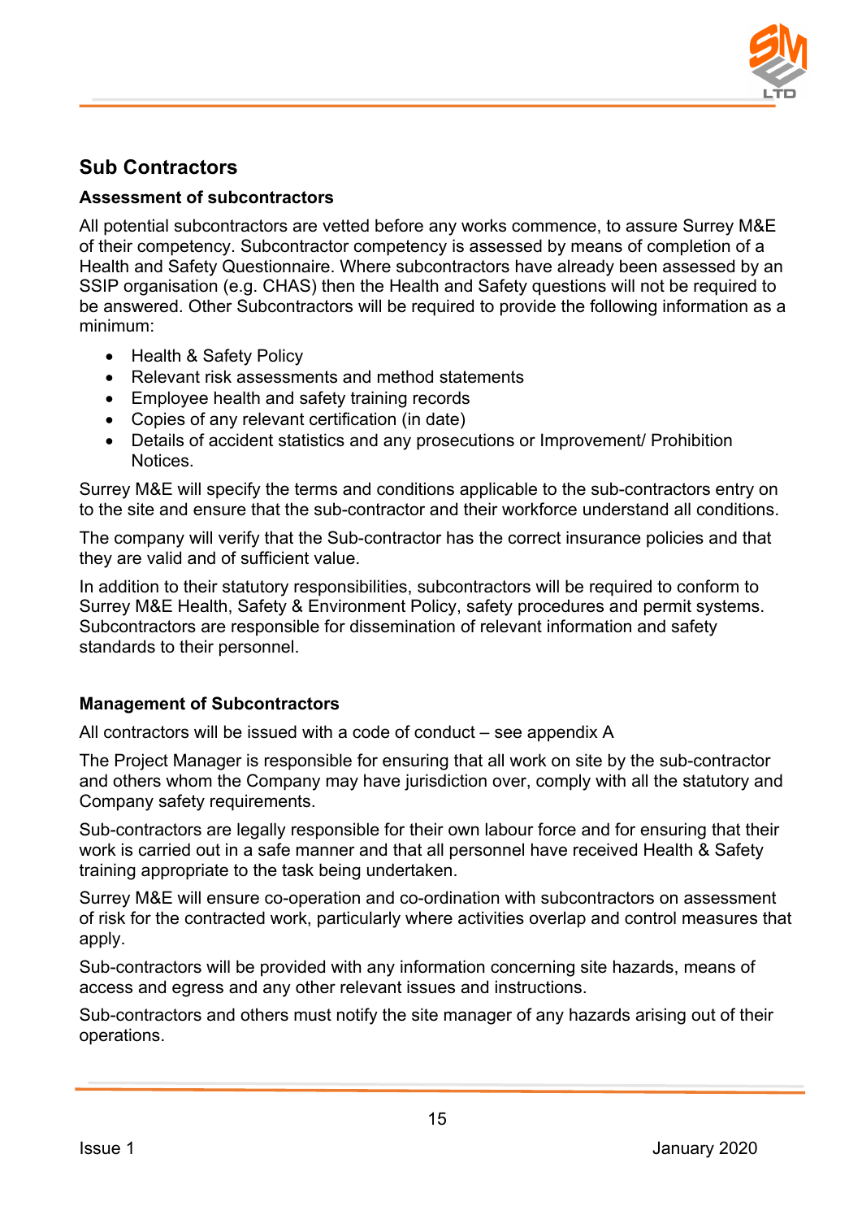## Sub Contractors

### Assessment of subcontractors

All potential subcontractors are vetted before any works commence, to assure Surrey M&E of their competency. Subcontractor competency is assessed by means of completion of a Health and Safety Questionnaire. Where subcontractors have already been assessed by an SSIP organisation (e.g. CHAS) then the Health and Safety questions will not be required to be answered. Other Subcontractors will be required to provide the following information as a minimum:

- Health & Safety Policy
- Relevant risk assessments and method statements
- Employee health and safety training records
- Copies of any relevant certification (in date)
- Details of accident statistics and any prosecutions or Improvement/ Prohibition Notices.

Surrey M&E will specify the terms and conditions applicable to the sub-contractors entry on to the site and ensure that the sub-contractor and their workforce understand all conditions.

The company will verify that the Sub-contractor has the correct insurance policies and that they are valid and of sufficient value.

In addition to their statutory responsibilities, subcontractors will be required to conform to Surrey M&E Health, Safety & Environment Policy, safety procedures and permit systems. Subcontractors are responsible for dissemination of relevant information and safety standards to their personnel.

### Management of Subcontractors

All contractors will be issued with a code of conduct – see appendix A

The Project Manager is responsible for ensuring that all work on site by the sub-contractor and others whom the Company may have jurisdiction over, comply with all the statutory and Company safety requirements.

Sub-contractors are legally responsible for their own labour force and for ensuring that their work is carried out in a safe manner and that all personnel have received Health & Safety training appropriate to the task being undertaken.

Surrey M&E will ensure co-operation and co-ordination with subcontractors on assessment of risk for the contracted work, particularly where activities overlap and control measures that apply.

Sub-contractors will be provided with any information concerning site hazards, means of access and egress and any other relevant issues and instructions.

Sub-contractors and others must notify the site manager of any hazards arising out of their operations.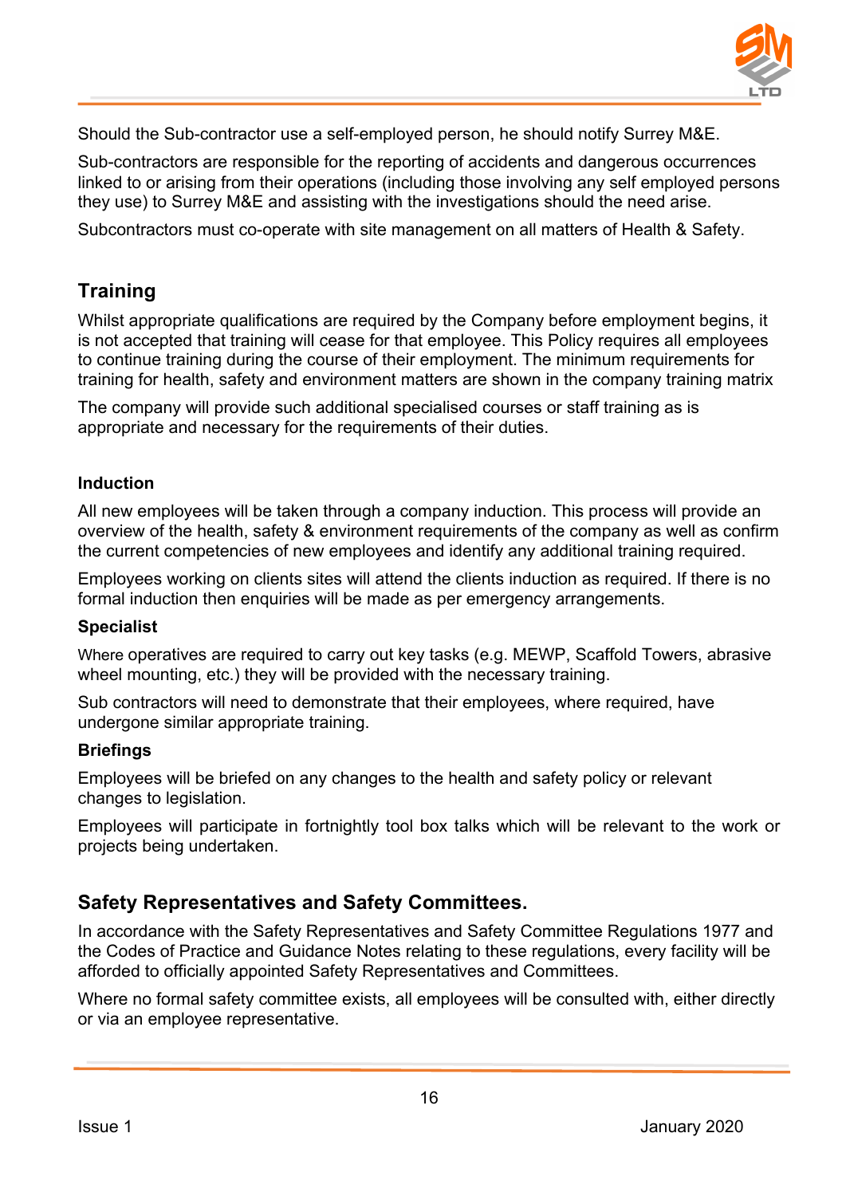Should the Sub-contractor use a self-employed person, he should notify Surrey M&E.

Sub-contractors are responsible for the reporting of accidents and dangerous occurrences linked to or arising from their operations (including those involving any self employed persons they use) to Surrey M&E and assisting with the investigations should the need arise.

Subcontractors must co-operate with site management on all matters of Health & Safety.

## Training

Whilst appropriate qualifications are required by the Company before employment begins, it is not accepted that training will cease for that employee. This Policy requires all employees to continue training during the course of their employment. The minimum requirements for training for health, safety and environment matters are shown in the company training matrix

The company will provide such additional specialised courses or staff training as is appropriate and necessary for the requirements of their duties.

### Induction

All new employees will be taken through a company induction. This process will provide an overview of the health, safety & environment requirements of the company as well as confirm the current competencies of new employees and identify any additional training required.

Employees working on clients sites will attend the clients induction as required. If there is no formal induction then enquiries will be made as per emergency arrangements.

### Specialist

Where operatives are required to carry out key tasks (e.g. MEWP, Scaffold Towers, abrasive wheel mounting, etc.) they will be provided with the necessary training.

Sub contractors will need to demonstrate that their employees, where required, have undergone similar appropriate training.

### Briefings

Employees will be briefed on any changes to the health and safety policy or relevant changes to legislation.

Employees will participate in fortnightly tool box talks which will be relevant to the work or projects being undertaken.

## Safety Representatives and Safety Committees.

In accordance with the Safety Representatives and Safety Committee Regulations 1977 and the Codes of Practice and Guidance Notes relating to these regulations, every facility will be afforded to officially appointed Safety Representatives and Committees.

Where no formal safety committee exists, all employees will be consulted with, either directly or via an employee representative.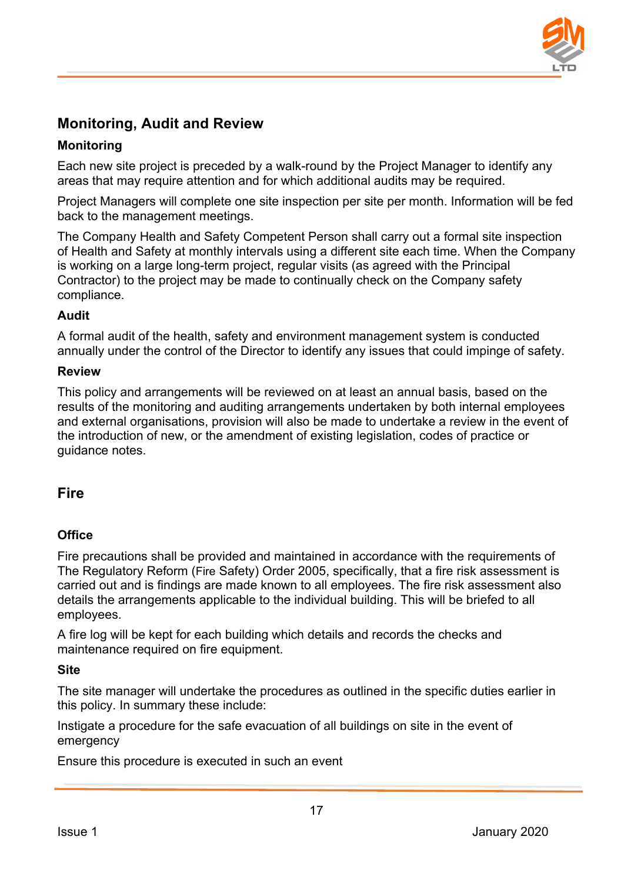## Monitoring, Audit and Review

### Monitoring

Each new site project is preceded by a walk-round by the Project Manager to identify any areas that may require attention and for which additional audits may be required.

Project Managers will complete one site inspection per site per month. Information will be fed back to the management meetings.

The Company Health and Safety Competent Person shall carry out a formal site inspection of Health and Safety at monthly intervals using a different site each time. When the Company is working on a large long-term project, regular visits (as agreed with the Principal Contractor) to the project may be made to continually check on the Company safety compliance.

### Audit

A formal audit of the health, safety and environment management system is conducted annually under the control of the Director to identify any issues that could impinge of safety.

### Review

This policy and arrangements will be reviewed on at least an annual basis, based on the results of the monitoring and auditing arrangements undertaken by both internal employees and external organisations, provision will also be made to undertake a review in the event of the introduction of new, or the amendment of existing legislation, codes of practice or guidance notes.

## Fire

### Office

Fire precautions shall be provided and maintained in accordance with the requirements of The Regulatory Reform (Fire Safety) Order 2005, specifically, that a fire risk assessment is carried out and is findings are made known to all employees. The fire risk assessment also details the arrangements applicable to the individual building. This will be briefed to all employees.

A fire log will be kept for each building which details and records the checks and maintenance required on fire equipment.

### Site

The site manager will undertake the procedures as outlined in the specific duties earlier in this policy. In summary these include:

Instigate a procedure for the safe evacuation of all buildings on site in the event of emergency

Ensure this procedure is executed in such an event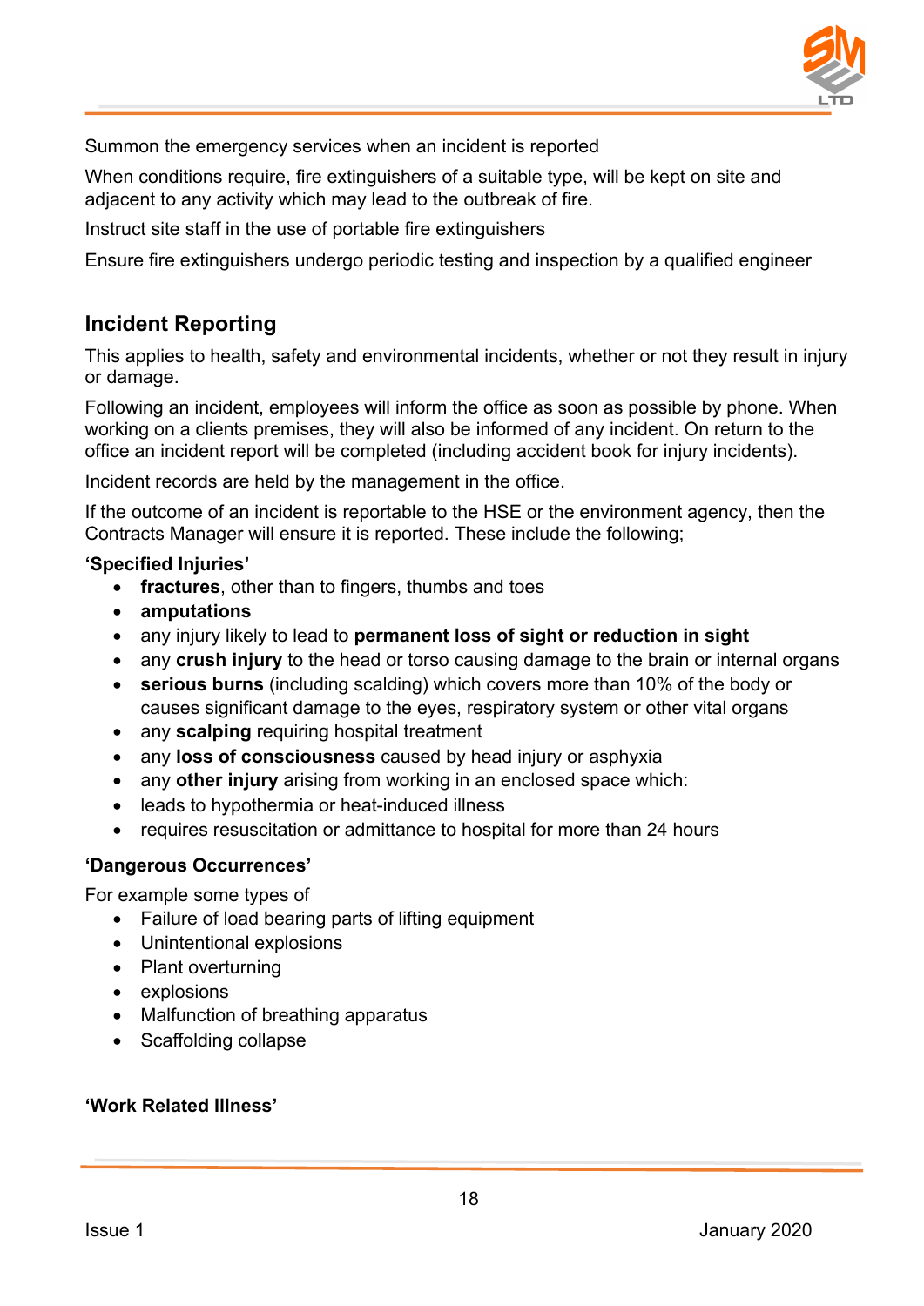Summon the emergency services when an incident is reported

When conditions require, fire extinguishers of a suitable type, will be kept on site and adjacent to any activity which may lead to the outbreak of fire.

Instruct site staff in the use of portable fire extinguishers

Ensure fire extinguishers undergo periodic testing and inspection by a qualified engineer

## Incident Reporting

This applies to health, safety and environmental incidents, whether or not they result in injury or damage.

Following an incident, employees will inform the office as soon as possible by phone. When working on a clients premises, they will also be informed of any incident. On return to the office an incident report will be completed (including accident book for injury incidents).

Incident records are held by the management in the office.

If the outcome of an incident is reportable to the HSE or the environment agency, then the Contracts Manager will ensure it is reported. These include the following;

**'Specified Injuries'**

- **fractures**, other than to fingers, thumbs and toes
- **amputations**
- any injury likely to lead to **permanent loss of sight or reduction in sight**
- any **crush injury** to the head or torso causing damage to the brain or internal organs
- **serious burns** (including scalding) which covers more than 10% of the body or causes significant damage to the eyes, respiratory system or other vital organs
- any **scalping** requiring hospital treatment
- any **loss of consciousness** caused by head injury or asphyxia
- any **other injury** arising from working in an enclosed space which:
- leads to hypothermia or heat-induced illness
- requires resuscitation or admittance to hospital for more than 24 hours

**'Dangerous Occurrences'**

For example some types of

- Failure of load bearing parts of lifting equipment
- Unintentional explosions
- Plant overturning
- explosions
- Malfunction of breathing apparatus
- Scaffolding collapse

**'Work Related Illness'**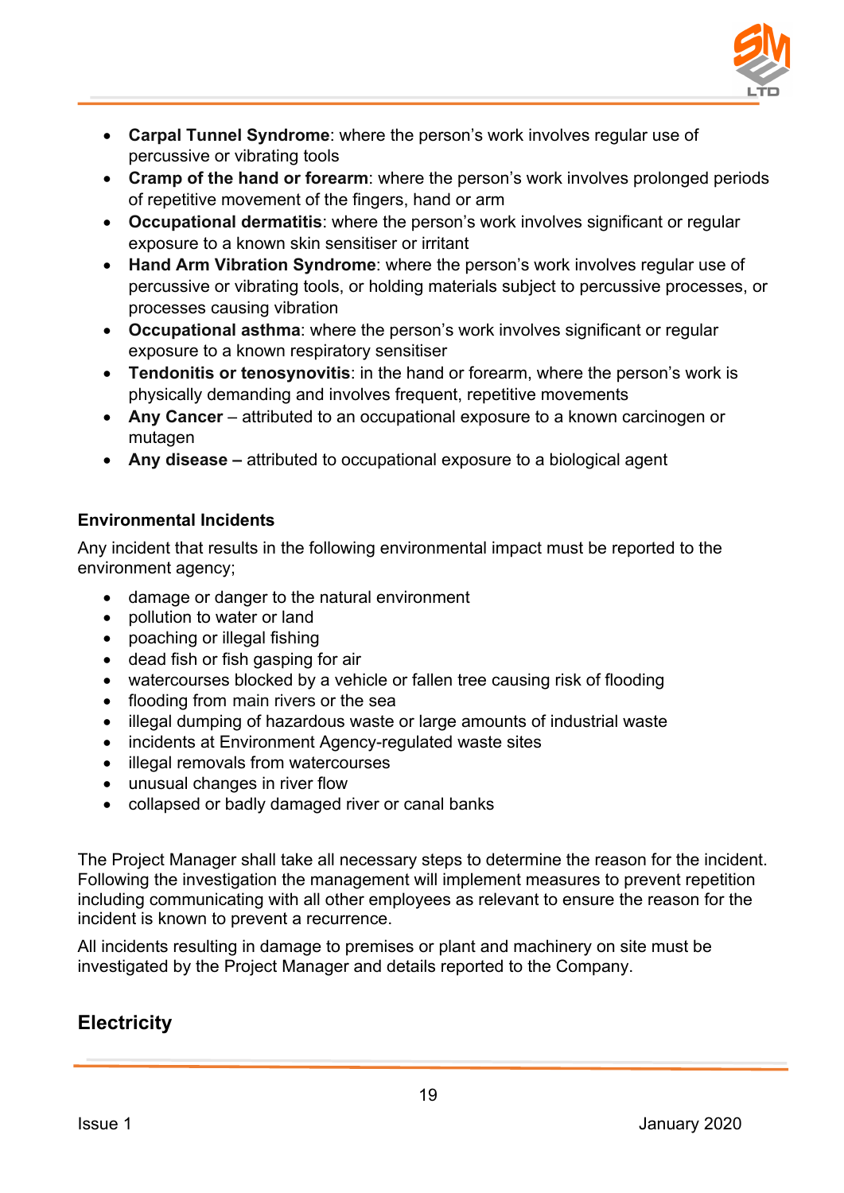- **Carpal Tunnel Syndrome**: where the person's work involves regular use of percussive or vibrating tools
- **Cramp of the hand or forearm**: where the person's work involves prolonged periods of repetitive movement of the fingers, hand or arm
- **Occupational dermatitis**: where the person's work involves significant or regular exposure to a known skin sensitiser or irritant
- **Hand Arm Vibration Syndrome**: where the person's work involves regular use of percussive or vibrating tools, or holding materials subject to percussive processes, or processes causing vibration
- **Occupational asthma**: where the person's work involves significant or regular exposure to a known respiratory sensitiser
- **Tendonitis or tenosynovitis**: in the hand or forearm, where the person's work is physically demanding and involves frequent, repetitive movements
- **Any Cancer** – attributed to an occupational exposure to a known carcinogen or mutagen
- **Any disease –** attributed to occupational exposure to a biological agent

**Environmental Incidents**

Any incident that results in the following environmental impact must be reported to the environment agency;

- damage or danger to the natural environment
- pollution to water or land
- poaching or illegal fishing
- dead fish or fish gasping for air
- watercourses blocked by a vehicle or fallen tree causing risk of flooding
- flooding from main rivers or the sea
- illegal dumping of hazardous waste or large amounts of industrial waste
- incidents at Environment Agency-regulated waste sites
- illegal removals from watercourses
- unusual changes in river flow
- collapsed or badly damaged river or canal banks

The Project Manager shall take all necessary steps to determine the reason for the incident. Following the investigation the management will implement measures to prevent repetition including communicating with all other employees as relevant to ensure the reason for the incident is known to prevent a recurrence.

All incidents resulting in damage to premises or plant and machinery on site must be investigated by the Project Manager and details reported to the Company.

## Electricity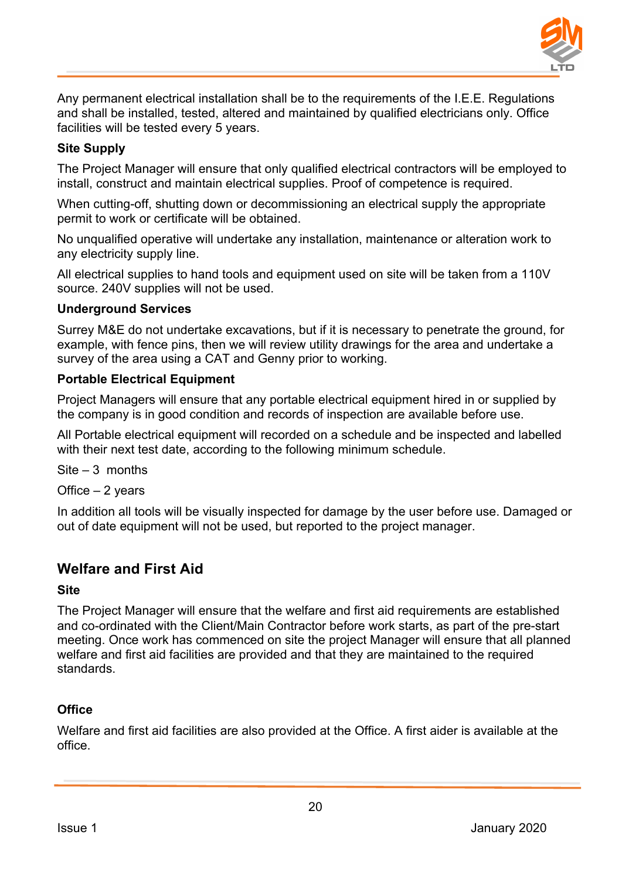Any permanent electrical installation shall be to the requirements of the I.E.E. Regulations and shall be installed, tested, altered and maintained by qualified electricians only. Office facilities will be tested every 5 years.

**Site Supply**

The Project Manager will ensure that only qualified electrical contractors will be employed to install, construct and maintain electrical supplies. Proof of competence is required.

When cutting-off, shutting down or decommissioning an electrical supply the appropriate permit to work or certificate will be obtained.

No unqualified operative will undertake any installation, maintenance or alteration work to any electricity supply line.

All electrical supplies to hand tools and equipment used on site will be taken from a 110V source. 240V supplies will not be used.

**Underground Services**

Surrey M&E do not undertake excavations, but if it is necessary to penetrate the ground, for example, with fence pins, then we will review utility drawings for the area and undertake a survey of the area using a CAT and Genny prior to working.

**Portable Electrical Equipment**

Project Managers will ensure that any portable electrical equipment hired in or supplied by the company is in good condition and records of inspection are available before use.

All Portable electrical equipment will recorded on a schedule and be inspected and labelled with their next test date, according to the following minimum schedule.

Site – 3 months

Office – 2 years

In addition all tools will be visually inspected for damage by the user before use. Damaged or out of date equipment will not be used, but reported to the project manager.

## Welfare and First Aid

**Site**

The Project Manager will ensure that the welfare and first aid requirements are established and co-ordinated with the Client/Main Contractor before work starts, as part of the pre-start meeting. Once work has commenced on site the project Manager will ensure that all planned welfare and first aid facilities are provided and that they are maintained to the required standards.

**Office**

Welfare and first aid facilities are also provided at the Office. A first aider is available at the office.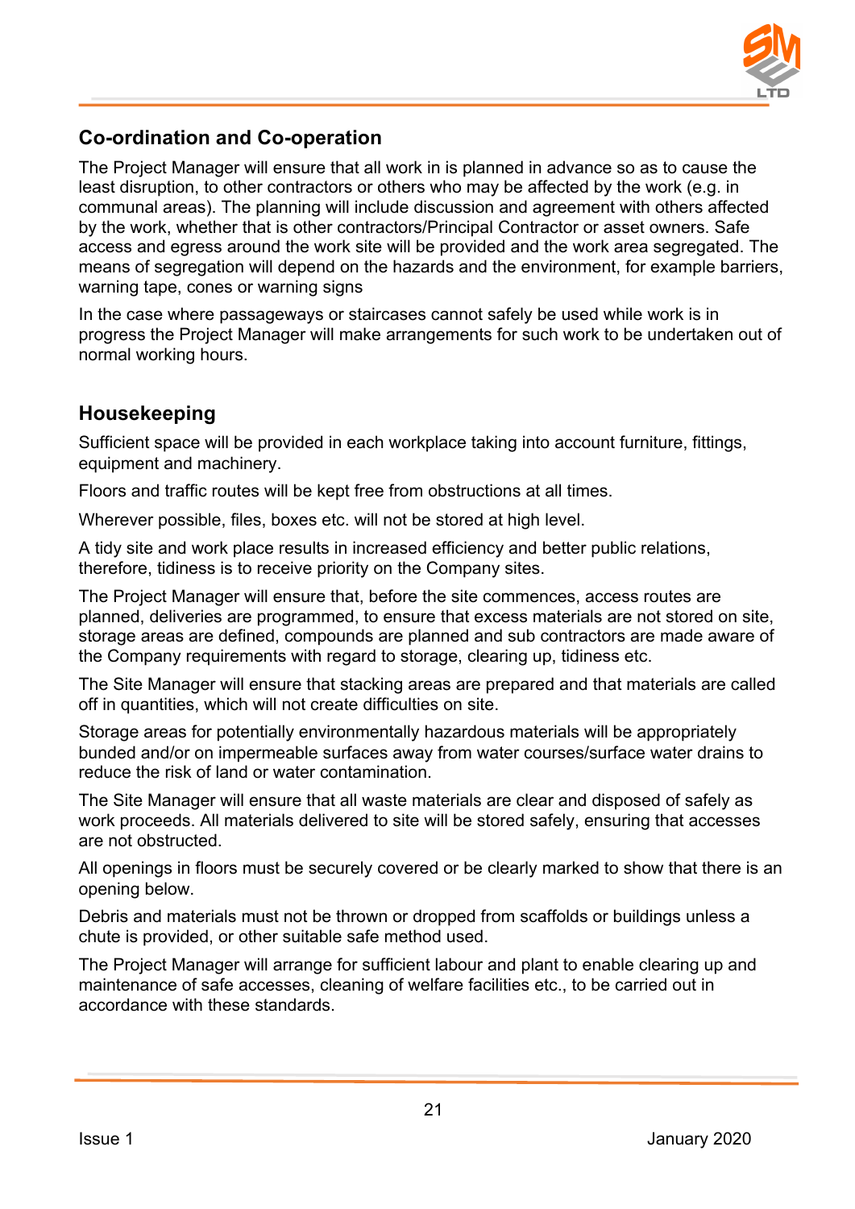## Co-ordination and Co-operation

The Project Manager will ensure that all work in is planned in advance so as to cause the least disruption, to other contractors or others who may be affected by the work (e.g. in communal areas). The planning will include discussion and agreement with others affected by the work, whether that is other contractors/Principal Contractor or asset owners. Safe access and egress around the work site will be provided and the work area segregated. The means of segregation will depend on the hazards and the environment, for example barriers, warning tape, cones or warning signs

In the case where passageways or staircases cannot safely be used while work is in progress the Project Manager will make arrangements for such work to be undertaken out of normal working hours.

## Housekeeping

Sufficient space will be provided in each workplace taking into account furniture, fittings, equipment and machinery.

Floors and traffic routes will be kept free from obstructions at all times.

Wherever possible, files, boxes etc. will not be stored at high level.

A tidy site and work place results in increased efficiency and better public relations, therefore, tidiness is to receive priority on the Company sites.

The Project Manager will ensure that, before the site commences, access routes are planned, deliveries are programmed, to ensure that excess materials are not stored on site, storage areas are defined, compounds are planned and sub contractors are made aware of the Company requirements with regard to storage, clearing up, tidiness etc.

The Site Manager will ensure that stacking areas are prepared and that materials are called off in quantities, which will not create difficulties on site.

Storage areas for potentially environmentally hazardous materials will be appropriately bunded and/or on impermeable surfaces away from water courses/surface water drains to reduce the risk of land or water contamination.

The Site Manager will ensure that all waste materials are clear and disposed of safely as work proceeds. All materials delivered to site will be stored safely, ensuring that accesses are not obstructed.

All openings in floors must be securely covered or be clearly marked to show that there is an opening below.

Debris and materials must not be thrown or dropped from scaffolds or buildings unless a chute is provided, or other suitable safe method used.

The Project Manager will arrange for sufficient labour and plant to enable clearing up and maintenance of safe accesses, cleaning of welfare facilities etc., to be carried out in accordance with these standards.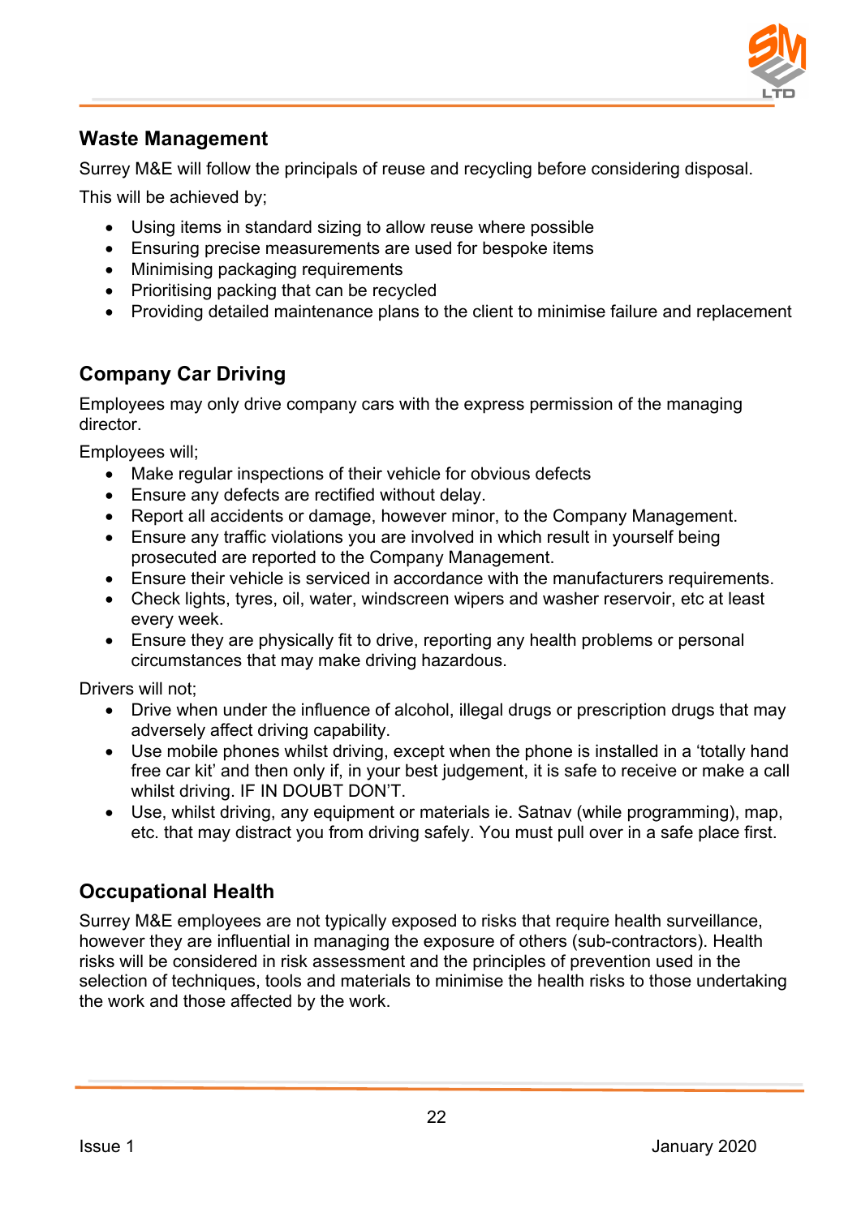## Waste Management

Surrey M&E will follow the principals of reuse and recycling before considering disposal.

This will be achieved by;

- Using items in standard sizing to allow reuse where possible
- Ensuring precise measurements are used for bespoke items
- Minimising packaging requirements
- Prioritising packing that can be recycled
- Providing detailed maintenance plans to the client to minimise failure and replacement

## Company Car Driving

Employees may only drive company cars with the express permission of the managing director.

Employees will;

- Make regular inspections of their vehicle for obvious defects
- Ensure any defects are rectified without delay.
- Report all accidents or damage, however minor, to the Company Management.
- Ensure any traffic violations you are involved in which result in yourself being prosecuted are reported to the Company Management.
- Ensure their vehicle is serviced in accordance with the manufacturers requirements.
- Check lights, tyres, oil, water, windscreen wipers and washer reservoir, etc at least every week.
- Ensure they are physically fit to drive, reporting any health problems or personal circumstances that may make driving hazardous.

Drivers will not;

- Drive when under the influence of alcohol, illegal drugs or prescription drugs that may adversely affect driving capability.
- Use mobile phones whilst driving, except when the phone is installed in a 'totally hand free car kit' and then only if, in your best judgement, it is safe to receive or make a call whilst driving. IF IN DOUBT DON'T.
- Use, whilst driving, any equipment or materials ie. Satnav (while programming), map, etc. that may distract you from driving safely. You must pull over in a safe place first.

## Occupational Health

Surrey M&E employees are not typically exposed to risks that require health surveillance, however they are influential in managing the exposure of others (sub-contractors). Health risks will be considered in risk assessment and the principles of prevention used in the selection of techniques, tools and materials to minimise the health risks to those undertaking the work and those affected by the work.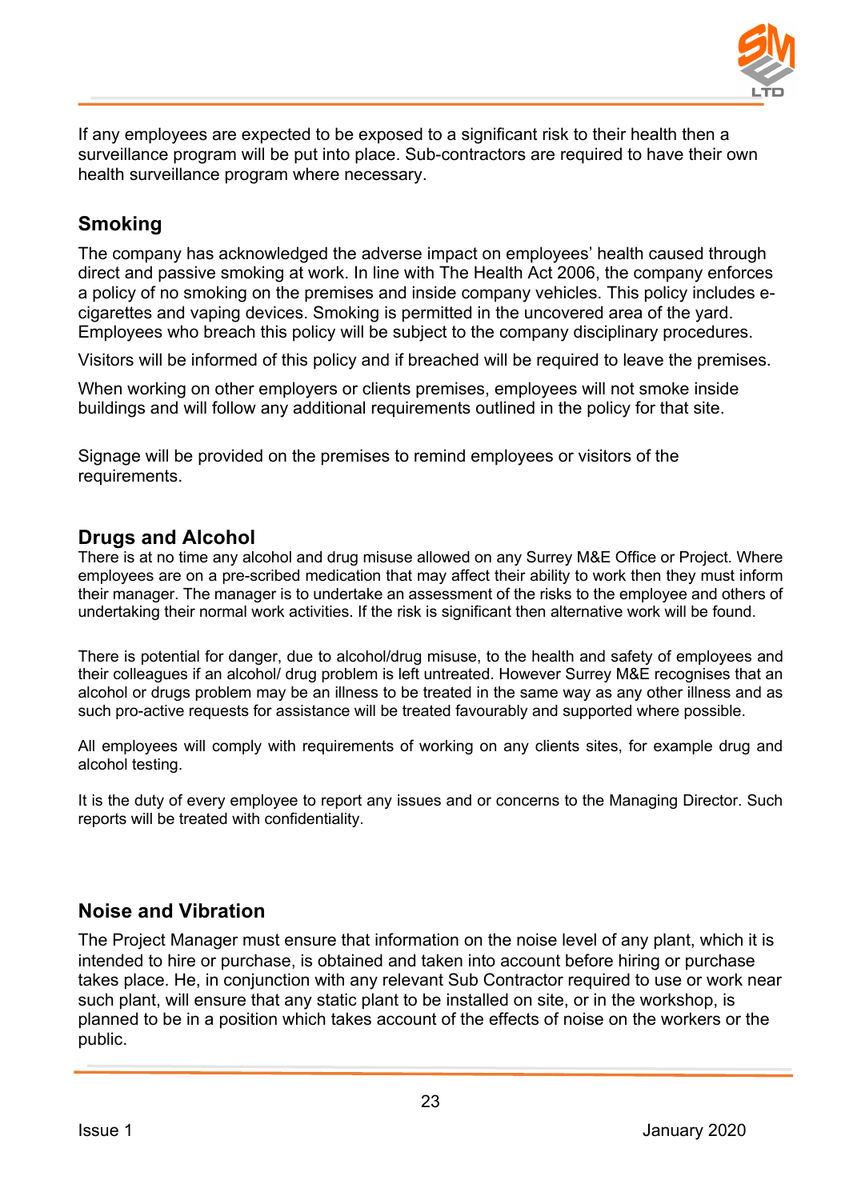If any employees are expected to be exposed to a significant risk to their health then a surveillance program will be put into place. Sub-contractors are required to have their own health surveillance program where necessary.

## Smoking

The company has acknowledged the adverse impact on employees' health caused through direct and passive smoking at work. In line with The Health Act 2006, the company enforces a policy of no smoking on the premises and inside company vehicles. This policy includes e-cigarettes and vaping devices. Smoking is permitted in the uncovered area of the yard. Employees who breach this policy will be subject to the company disciplinary procedures.

Visitors will be informed of this policy and if breached will be required to leave the premises.

When working on other employers or clients premises, employees will not smoke inside buildings and will follow any additional requirements outlined in the policy for that site.

Signage will be provided on the premises to remind employees or visitors of the requirements.

## Drugs and Alcohol

There is at no time any alcohol and drug misuse allowed on any Surrey M&E Office or Project. Where employees are on a pre-scribed medication that may affect their ability to work then they must inform their manager. The manager is to undertake an assessment of the risks to the employee and others of undertaking their normal work activities. If the risk is significant then alternative work will be found.

There is potential for danger, due to alcohol/drug misuse, to the health and safety of employees and their colleagues if an alcohol/ drug problem is left untreated. However Surrey M&E recognises that an alcohol or drugs problem may be an illness to be treated in the same way as any other illness and as such pro-active requests for assistance will be treated favourably and supported where possible.

All employees will comply with requirements of working on any clients sites, for example drug and alcohol testing.

It is the duty of every employee to report any issues and or concerns to the Managing Director. Such reports will be treated with confidentiality.

## Noise and Vibration

The Project Manager must ensure that information on the noise level of any plant, which it is intended to hire or purchase, is obtained and taken into account before hiring or purchase takes place. He, in conjunction with any relevant Sub Contractor required to use or work near such plant, will ensure that any static plant to be installed on site, or in the workshop, is planned to be in a position which takes account of the effects of noise on the workers or the public.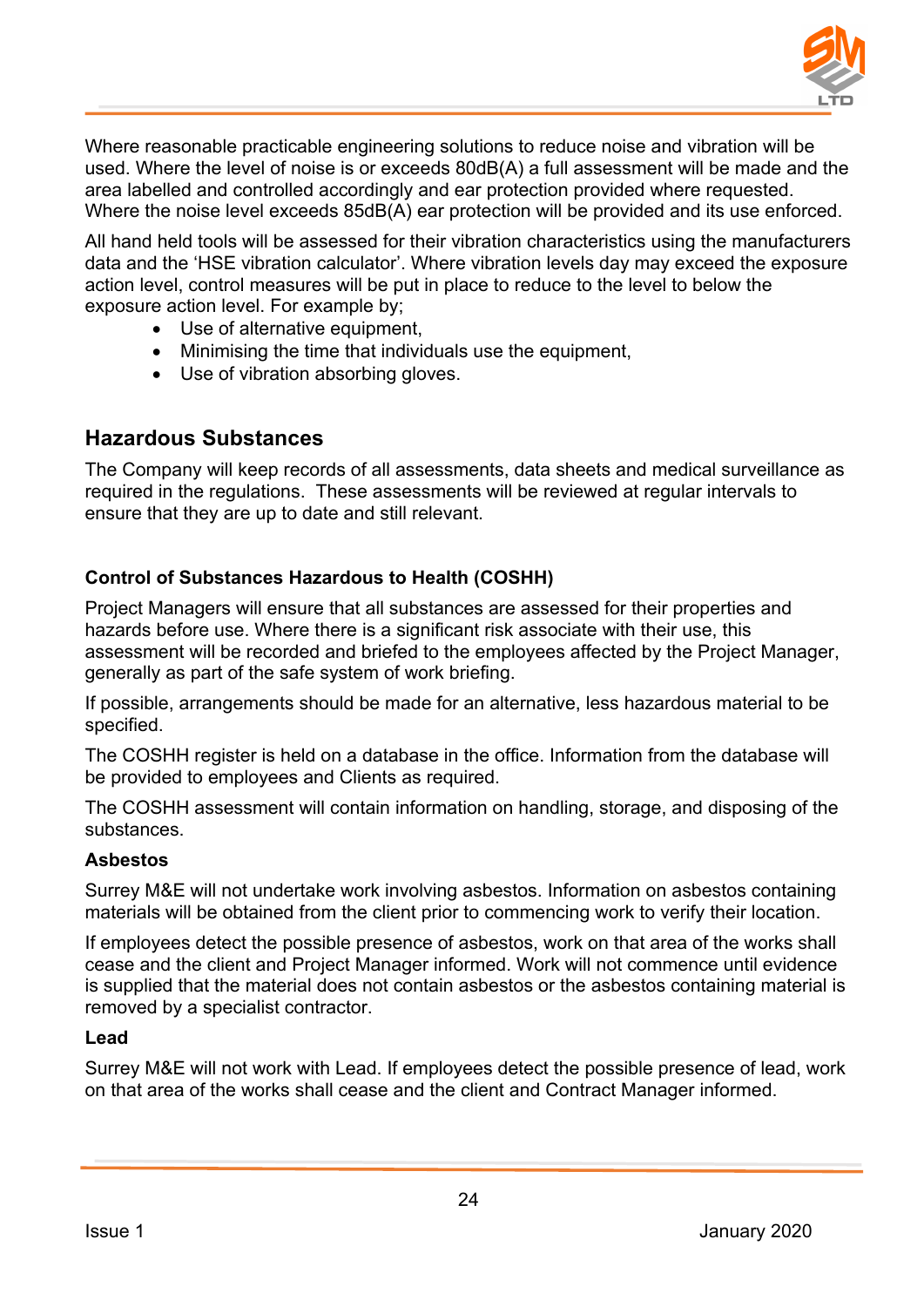Where reasonable practicable engineering solutions to reduce noise and vibration will be used. Where the level of noise is or exceeds 80dB(A) a full assessment will be made and the area labelled and controlled accordingly and ear protection provided where requested. Where the noise level exceeds 85dB(A) ear protection will be provided and its use enforced.

All hand held tools will be assessed for their vibration characteristics using the manufacturers data and the 'HSE vibration calculator'. Where vibration levels day may exceed the exposure action level, control measures will be put in place to reduce to the level to below the exposure action level. For example by;

- Use of alternative equipment,
- Minimising the time that individuals use the equipment,
- Use of vibration absorbing gloves.

## Hazardous Substances

The Company will keep records of all assessments, data sheets and medical surveillance as required in the regulations. These assessments will be reviewed at regular intervals to ensure that they are up to date and still relevant.

### Control of Substances Hazardous to Health (COSHH)

Project Managers will ensure that all substances are assessed for their properties and hazards before use. Where there is a significant risk associate with their use, this assessment will be recorded and briefed to the employees affected by the Project Manager, generally as part of the safe system of work briefing.

If possible, arrangements should be made for an alternative, less hazardous material to be specified.

The COSHH register is held on a database in the office. Information from the database will be provided to employees and Clients as required.

The COSHH assessment will contain information on handling, storage, and disposing of the substances.

#### Asbestos

Surrey M&E will not undertake work involving asbestos. Information on asbestos containing materials will be obtained from the client prior to commencing work to verify their location.

If employees detect the possible presence of asbestos, work on that area of the works shall cease and the client and Project Manager informed. Work will not commence until evidence is supplied that the material does not contain asbestos or the asbestos containing material is removed by a specialist contractor.

#### Lead

Surrey M&E will not work with Lead. If employees detect the possible presence of lead, work on that area of the works shall cease and the client and Contract Manager informed.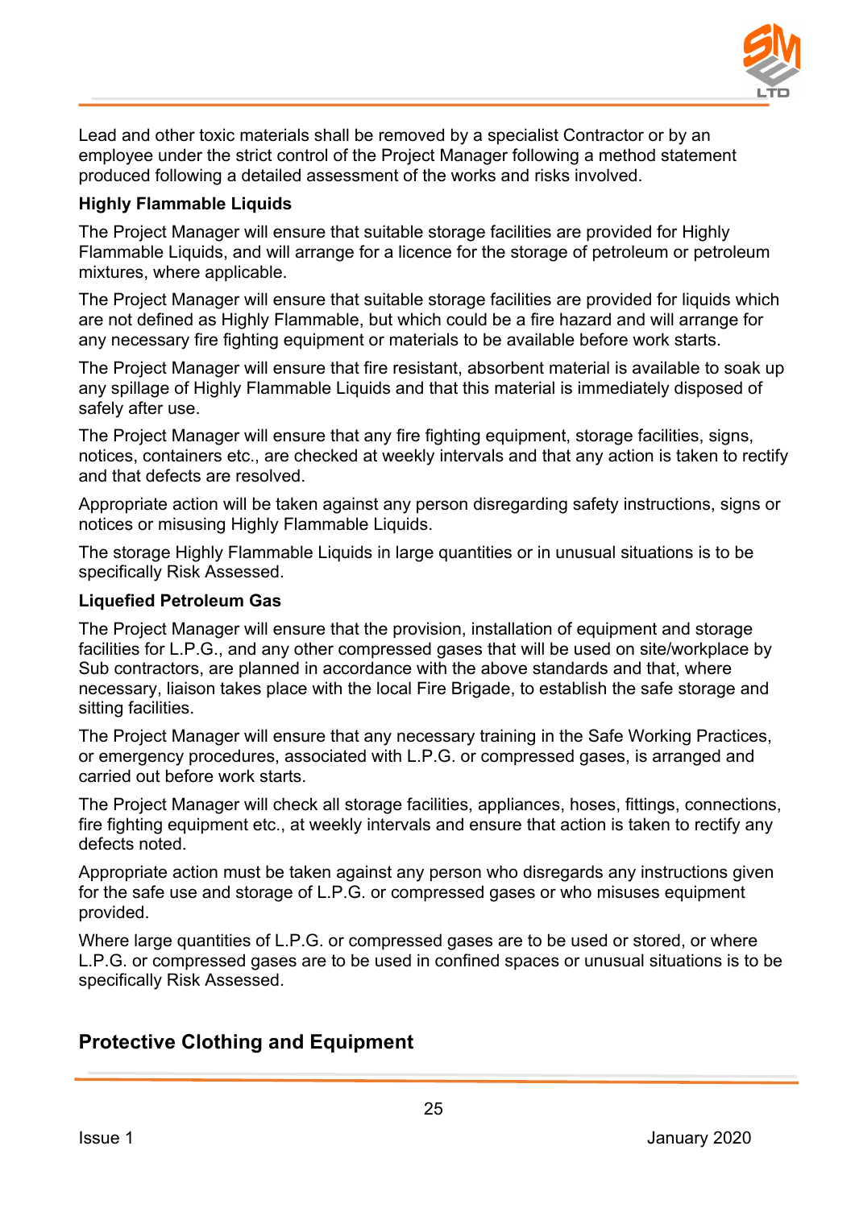Lead and other toxic materials shall be removed by a specialist Contractor or by an employee under the strict control of the Project Manager following a method statement produced following a detailed assessment of the works and risks involved.

**Highly Flammable Liquids**

The Project Manager will ensure that suitable storage facilities are provided for Highly Flammable Liquids, and will arrange for a licence for the storage of petroleum or petroleum mixtures, where applicable.

The Project Manager will ensure that suitable storage facilities are provided for liquids which are not defined as Highly Flammable, but which could be a fire hazard and will arrange for any necessary fire fighting equipment or materials to be available before work starts.

The Project Manager will ensure that fire resistant, absorbent material is available to soak up any spillage of Highly Flammable Liquids and that this material is immediately disposed of safely after use.

The Project Manager will ensure that any fire fighting equipment, storage facilities, signs, notices, containers etc., are checked at weekly intervals and that any action is taken to rectify and that defects are resolved.

Appropriate action will be taken against any person disregarding safety instructions, signs or notices or misusing Highly Flammable Liquids.

The storage Highly Flammable Liquids in large quantities or in unusual situations is to be specifically Risk Assessed.

**Liquefied Petroleum Gas**

The Project Manager will ensure that the provision, installation of equipment and storage facilities for L.P.G., and any other compressed gases that will be used on site/workplace by Sub contractors, are planned in accordance with the above standards and that, where necessary, liaison takes place with the local Fire Brigade, to establish the safe storage and sitting facilities.

The Project Manager will ensure that any necessary training in the Safe Working Practices, or emergency procedures, associated with L.P.G. or compressed gases, is arranged and carried out before work starts.

The Project Manager will check all storage facilities, appliances, hoses, fittings, connections, fire fighting equipment etc., at weekly intervals and ensure that action is taken to rectify any defects noted.

Appropriate action must be taken against any person who disregards any instructions given for the safe use and storage of L.P.G. or compressed gases or who misuses equipment provided.

Where large quantities of L.P.G. or compressed gases are to be used or stored, or where L.P.G. or compressed gases are to be used in confined spaces or unusual situations is to be specifically Risk Assessed.

## Protective Clothing and Equipment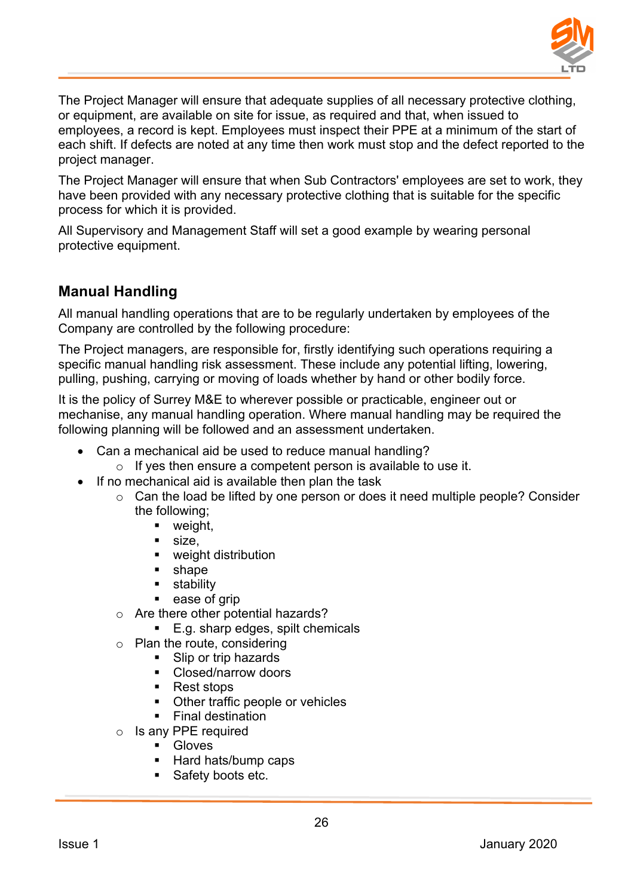The Project Manager will ensure that adequate supplies of all necessary protective clothing, or equipment, are available on site for issue, as required and that, when issued to employees, a record is kept. Employees must inspect their PPE at a minimum of the start of each shift. If defects are noted at any time then work must stop and the defect reported to the project manager.

The Project Manager will ensure that when Sub Contractors' employees are set to work, they have been provided with any necessary protective clothing that is suitable for the specific process for which it is provided.

All Supervisory and Management Staff will set a good example by wearing personal protective equipment.

## Manual Handling

All manual handling operations that are to be regularly undertaken by employees of the Company are controlled by the following procedure:

The Project managers, are responsible for, firstly identifying such operations requiring a specific manual handling risk assessment. These include any potential lifting, lowering, pulling, pushing, carrying or moving of loads whether by hand or other bodily force.

It is the policy of Surrey M&E to wherever possible or practicable, engineer out or mechanise, any manual handling operation. Where manual handling may be required the following planning will be followed and an assessment undertaken.

- Can a mechanical aid be used to reduce manual handling?
  - If yes then ensure a competent person is available to use it.
- If no mechanical aid is available then plan the task
  - Can the load be lifted by one person or does it need multiple people? Consider the following;
    - weight,
    - size,
    - weight distribution
    - shape
    - stability
    - ease of grip
  - Are there other potential hazards?
    - E.g. sharp edges, spilt chemicals
  - Plan the route, considering
    - Slip or trip hazards
    - Closed/narrow doors
    - Rest stops
    - Other traffic people or vehicles
    - Final destination
  - Is any PPE required
    - Gloves
    - Hard hats/bump caps
    - Safety boots etc.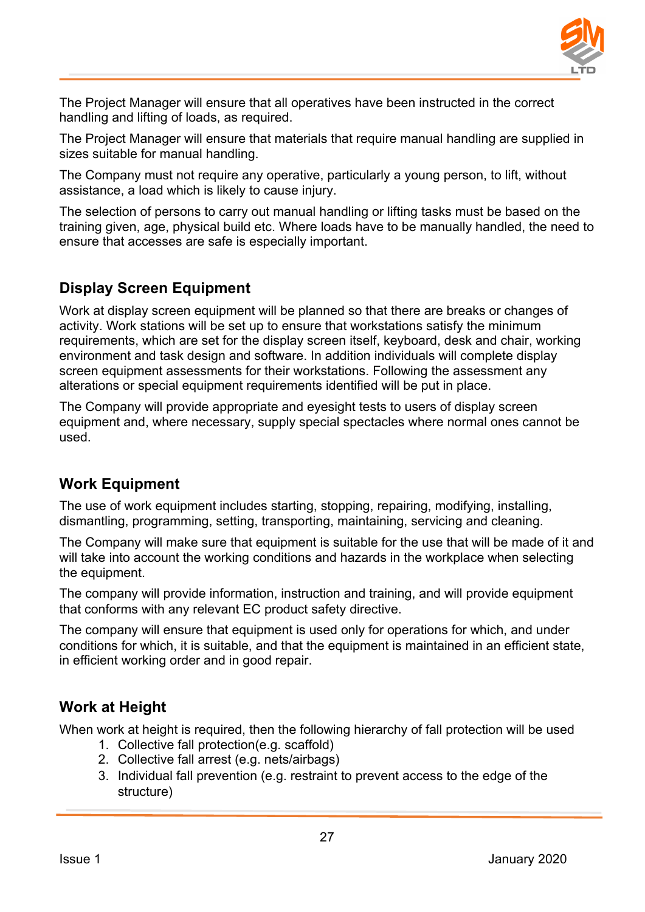The Project Manager will ensure that all operatives have been instructed in the correct handling and lifting of loads, as required.

The Project Manager will ensure that materials that require manual handling are supplied in sizes suitable for manual handling.

The Company must not require any operative, particularly a young person, to lift, without assistance, a load which is likely to cause injury.

The selection of persons to carry out manual handling or lifting tasks must be based on the training given, age, physical build etc. Where loads have to be manually handled, the need to ensure that accesses are safe is especially important.

## Display Screen Equipment

Work at display screen equipment will be planned so that there are breaks or changes of activity. Work stations will be set up to ensure that workstations satisfy the minimum requirements, which are set for the display screen itself, keyboard, desk and chair, working environment and task design and software. In addition individuals will complete display screen equipment assessments for their workstations. Following the assessment any alterations or special equipment requirements identified will be put in place.

The Company will provide appropriate and eyesight tests to users of display screen equipment and, where necessary, supply special spectacles where normal ones cannot be used.

## Work Equipment

The use of work equipment includes starting, stopping, repairing, modifying, installing, dismantling, programming, setting, transporting, maintaining, servicing and cleaning.

The Company will make sure that equipment is suitable for the use that will be made of it and will take into account the working conditions and hazards in the workplace when selecting the equipment.

The company will provide information, instruction and training, and will provide equipment that conforms with any relevant EC product safety directive.

The company will ensure that equipment is used only for operations for which, and under conditions for which, it is suitable, and that the equipment is maintained in an efficient state, in efficient working order and in good repair.

## Work at Height

When work at height is required, then the following hierarchy of fall protection will be used

1. Collective fall protection(e.g. scaffold)
2. Collective fall arrest (e.g. nets/airbags)
3. Individual fall prevention (e.g. restraint to prevent access to the edge of the structure)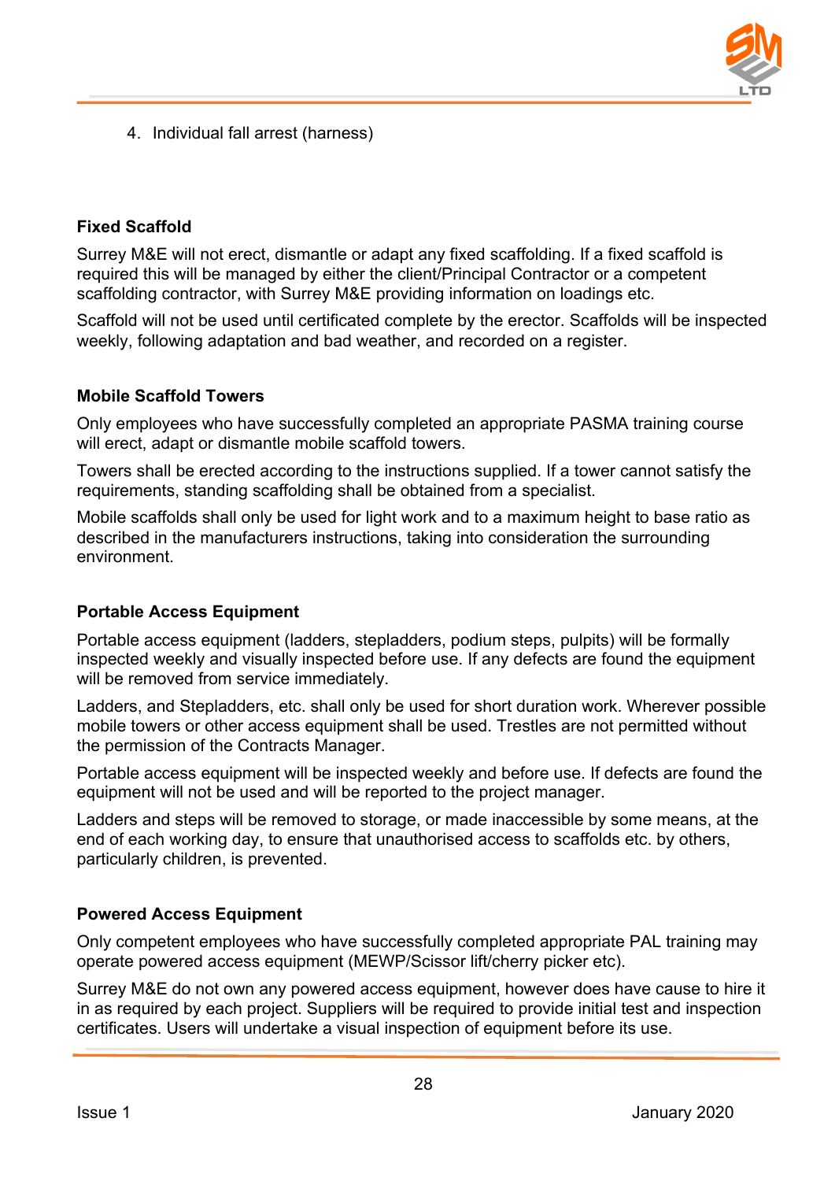4. Individual fall arrest (harness)

**Fixed Scaffold**

Surrey M&E will not erect, dismantle or adapt any fixed scaffolding. If a fixed scaffold is required this will be managed by either the client/Principal Contractor or a competent scaffolding contractor, with Surrey M&E providing information on loadings etc.

Scaffold will not be used until certificated complete by the erector. Scaffolds will be inspected weekly, following adaptation and bad weather, and recorded on a register.

**Mobile Scaffold Towers**

Only employees who have successfully completed an appropriate PASMA training course will erect, adapt or dismantle mobile scaffold towers.

Towers shall be erected according to the instructions supplied. If a tower cannot satisfy the requirements, standing scaffolding shall be obtained from a specialist.

Mobile scaffolds shall only be used for light work and to a maximum height to base ratio as described in the manufacturers instructions, taking into consideration the surrounding environment.

**Portable Access Equipment**

Portable access equipment (ladders, stepladders, podium steps, pulpits) will be formally inspected weekly and visually inspected before use. If any defects are found the equipment will be removed from service immediately.

Ladders, and Stepladders, etc. shall only be used for short duration work. Wherever possible mobile towers or other access equipment shall be used. Trestles are not permitted without the permission of the Contracts Manager.

Portable access equipment will be inspected weekly and before use. If defects are found the equipment will not be used and will be reported to the project manager.

Ladders and steps will be removed to storage, or made inaccessible by some means, at the end of each working day, to ensure that unauthorised access to scaffolds etc. by others, particularly children, is prevented.

**Powered Access Equipment**

Only competent employees who have successfully completed appropriate PAL training may operate powered access equipment (MEWP/Scissor lift/cherry picker etc).

Surrey M&E do not own any powered access equipment, however does have cause to hire it in as required by each project. Suppliers will be required to provide initial test and inspection certificates. Users will undertake a visual inspection of equipment before its use.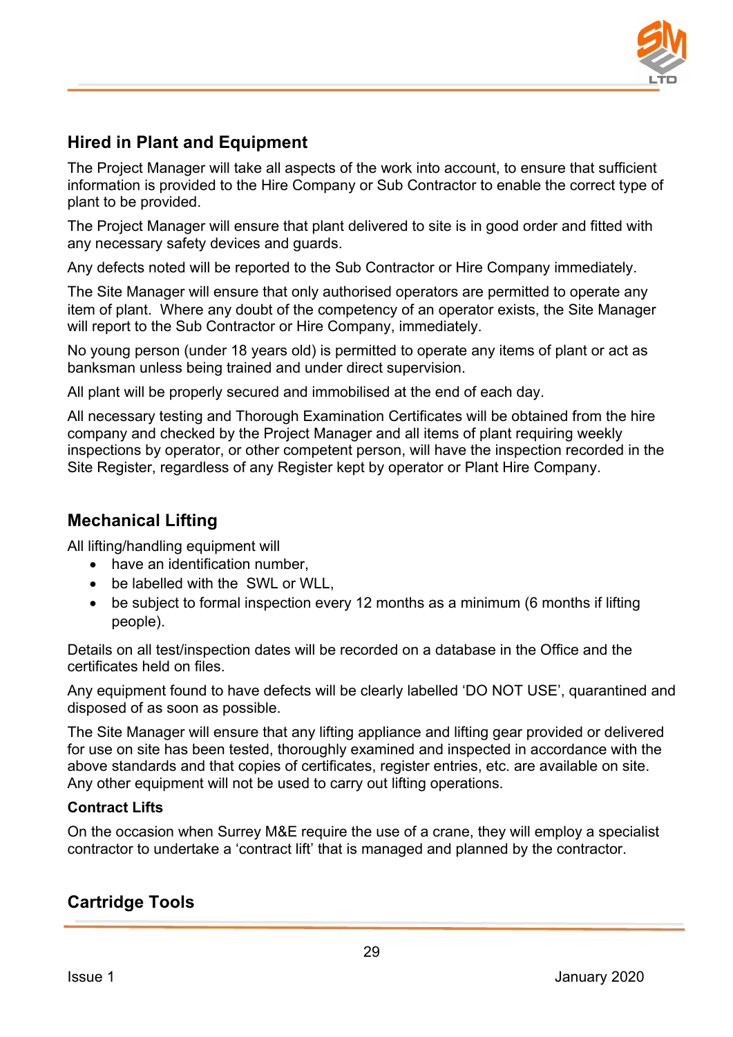## Hired in Plant and Equipment

The Project Manager will take all aspects of the work into account, to ensure that sufficient information is provided to the Hire Company or Sub Contractor to enable the correct type of plant to be provided.

The Project Manager will ensure that plant delivered to site is in good order and fitted with any necessary safety devices and guards.

Any defects noted will be reported to the Sub Contractor or Hire Company immediately.

The Site Manager will ensure that only authorised operators are permitted to operate any item of plant. Where any doubt of the competency of an operator exists, the Site Manager will report to the Sub Contractor or Hire Company, immediately.

No young person (under 18 years old) is permitted to operate any items of plant or act as banksman unless being trained and under direct supervision.

All plant will be properly secured and immobilised at the end of each day.

All necessary testing and Thorough Examination Certificates will be obtained from the hire company and checked by the Project Manager and all items of plant requiring weekly inspections by operator, or other competent person, will have the inspection recorded in the Site Register, regardless of any Register kept by operator or Plant Hire Company.

## Mechanical Lifting

All lifting/handling equipment will

- have an identification number,
- be labelled with the SWL or WLL,
- be subject to formal inspection every 12 months as a minimum (6 months if lifting people).

Details on all test/inspection dates will be recorded on a database in the Office and the certificates held on files.

Any equipment found to have defects will be clearly labelled 'DO NOT USE', quarantined and disposed of as soon as possible.

The Site Manager will ensure that any lifting appliance and lifting gear provided or delivered for use on site has been tested, thoroughly examined and inspected in accordance with the above standards and that copies of certificates, register entries, etc. are available on site. Any other equipment will not be used to carry out lifting operations.

### Contract Lifts

On the occasion when Surrey M&E require the use of a crane, they will employ a specialist contractor to undertake a 'contract lift' that is managed and planned by the contractor.

## Cartridge Tools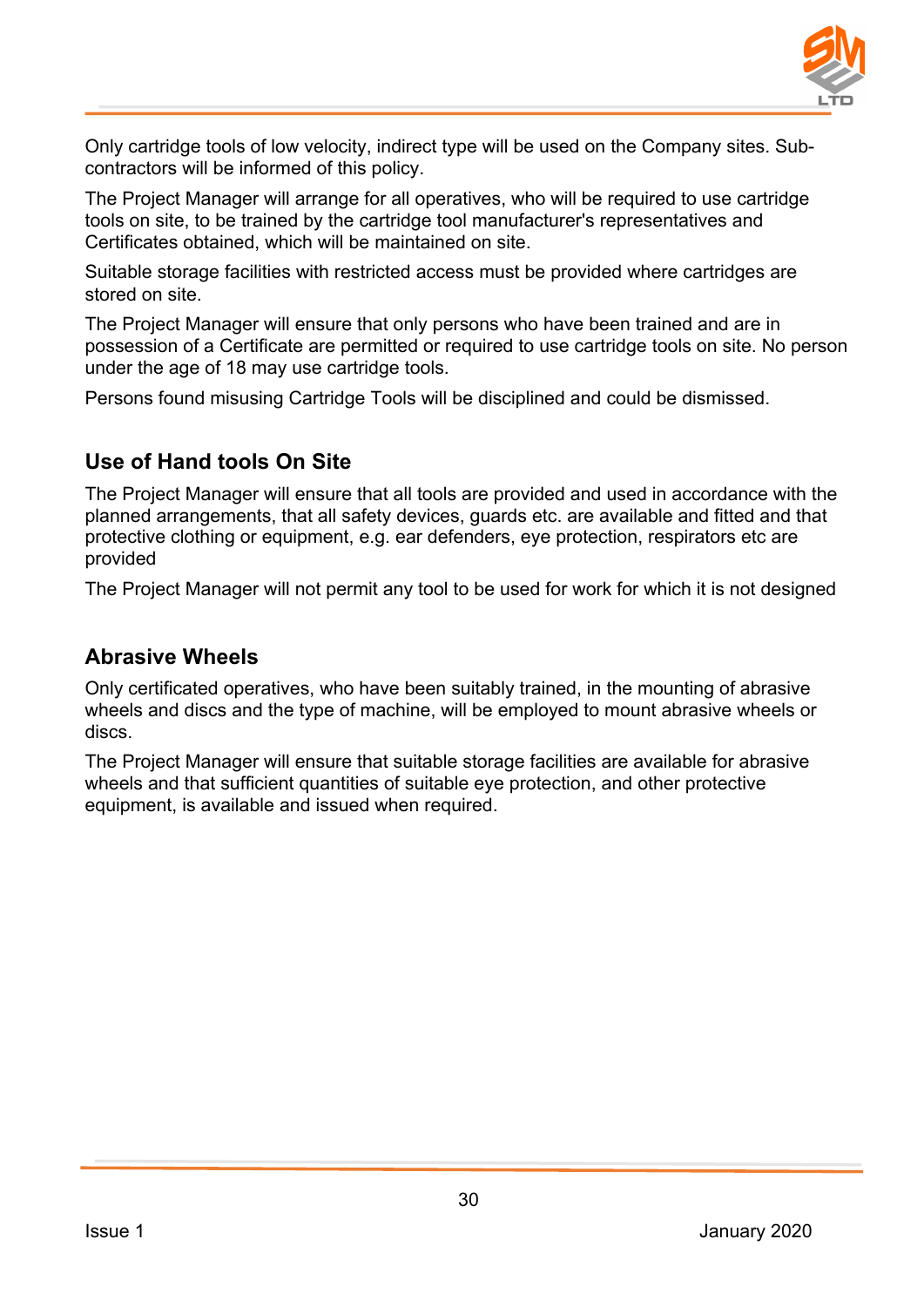Only cartridge tools of low velocity, indirect type will be used on the Company sites. Sub-contractors will be informed of this policy.

The Project Manager will arrange for all operatives, who will be required to use cartridge tools on site, to be trained by the cartridge tool manufacturer's representatives and Certificates obtained, which will be maintained on site.

Suitable storage facilities with restricted access must be provided where cartridges are stored on site.

The Project Manager will ensure that only persons who have been trained and are in possession of a Certificate are permitted or required to use cartridge tools on site. No person under the age of 18 may use cartridge tools.

Persons found misusing Cartridge Tools will be disciplined and could be dismissed.

## Use of Hand tools On Site

The Project Manager will ensure that all tools are provided and used in accordance with the planned arrangements, that all safety devices, guards etc. are available and fitted and that protective clothing or equipment, e.g. ear defenders, eye protection, respirators etc are provided

The Project Manager will not permit any tool to be used for work for which it is not designed

## Abrasive Wheels

Only certificated operatives, who have been suitably trained, in the mounting of abrasive wheels and discs and the type of machine, will be employed to mount abrasive wheels or discs.

The Project Manager will ensure that suitable storage facilities are available for abrasive wheels and that sufficient quantities of suitable eye protection, and other protective equipment, is available and issued when required.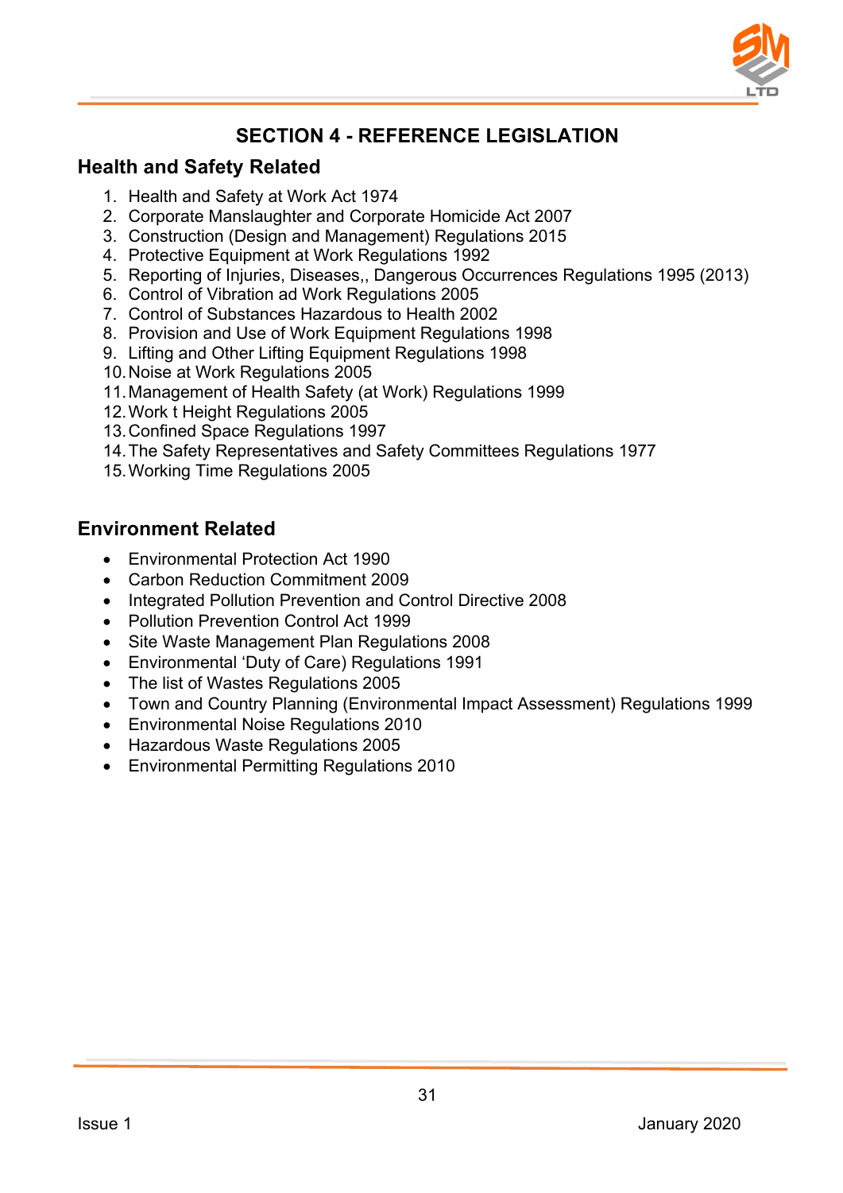# SECTION 4 - REFERENCE LEGISLATION

## Health and Safety Related

1. Health and Safety at Work Act 1974
2. Corporate Manslaughter and Corporate Homicide Act 2007
3. Construction (Design and Management) Regulations 2015
4. Protective Equipment at Work Regulations 1992
5. Reporting of Injuries, Diseases,, Dangerous Occurrences Regulations 1995 (2013)
6. Control of Vibration ad Work Regulations 2005
7. Control of Substances Hazardous to Health 2002
8. Provision and Use of Work Equipment Regulations 1998
9. Lifting and Other Lifting Equipment Regulations 1998
10. Noise at Work Regulations 2005
11. Management of Health Safety (at Work) Regulations 1999
12. Work t Height Regulations 2005
13. Confined Space Regulations 1997
14. The Safety Representatives and Safety Committees Regulations 1977
15. Working Time Regulations 2005

## Environment Related

- Environmental Protection Act 1990
- Carbon Reduction Commitment 2009
- Integrated Pollution Prevention and Control Directive 2008
- Pollution Prevention Control Act 1999
- Site Waste Management Plan Regulations 2008
- Environmental 'Duty of Care) Regulations 1991
- The list of Wastes Regulations 2005
- Town and Country Planning (Environmental Impact Assessment) Regulations 1999
- Environmental Noise Regulations 2010
- Hazardous Waste Regulations 2005
- Environmental Permitting Regulations 2010